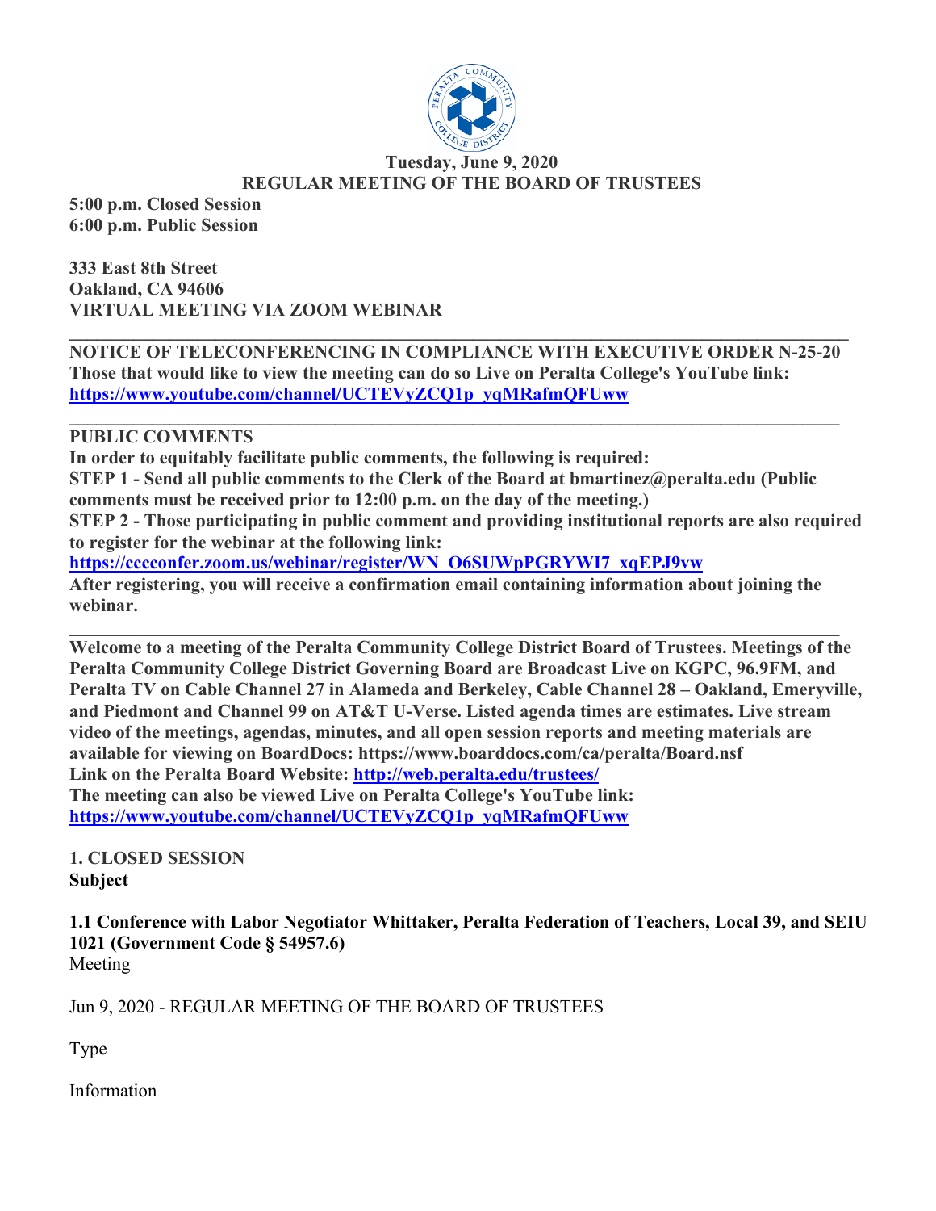**Tuesday, June 9, 2020**
**REGULAR MEETING OF THE BOARD OF TRUSTEES**

**5:00 p.m. Closed Session**
**6:00 p.m. Public Session**

**333 East 8th Street**
**Oakland, CA 94606**
**VIRTUAL MEETING VIA ZOOM WEBINAR**

---

**NOTICE OF TELECONFERENCING IN COMPLIANCE WITH EXECUTIVE ORDER N-25-20**
**Those that would like to view the meeting can do so Live on Peralta College's YouTube link:**
**https://www.youtube.com/channel/UCTEVyZCQ1p_yqMRafmQFUww**

---

**PUBLIC COMMENTS**
**In order to equitably facilitate public comments, the following is required:**
**STEP 1 - Send all public comments to the Clerk of the Board at bmartinez@peralta.edu (Public comments must be received prior to 12:00 p.m. on the day of the meeting.)**
**STEP 2 - Those participating in public comment and providing institutional reports are also required to register for the webinar at the following link:**
**https://cccconfer.zoom.us/webinar/register/WN_O6SUWpPGRYWI7_xqEPJ9vw**
**After registering, you will receive a confirmation email containing information about joining the webinar.**

---

**Welcome to a meeting of the Peralta Community College District Board of Trustees. Meetings of the Peralta Community College District Governing Board are Broadcast Live on KGPC, 96.9FM, and Peralta TV on Cable Channel 27 in Alameda and Berkeley, Cable Channel 28 – Oakland, Emeryville, and Piedmont and Channel 99 on AT&T U-Verse. Listed agenda times are estimates. Live stream video of the meetings, agendas, minutes, and all open session reports and meeting materials are available for viewing on BoardDocs: https://www.boarddocs.com/ca/peralta/Board.nsf**
**Link on the Peralta Board Website: http://web.peralta.edu/trustees/**
**The meeting can also be viewed Live on Peralta College's YouTube link:**
**https://www.youtube.com/channel/UCTEVyZCQ1p_yqMRafmQFUww**

## 1. CLOSED SESSION

**Subject**

### 1.1 Conference with Labor Negotiator Whittaker, Peralta Federation of Teachers, Local 39, and SEIU 1021 (Government Code § 54957.6)

Meeting

Jun 9, 2020 - REGULAR MEETING OF THE BOARD OF TRUSTEES

Type

Information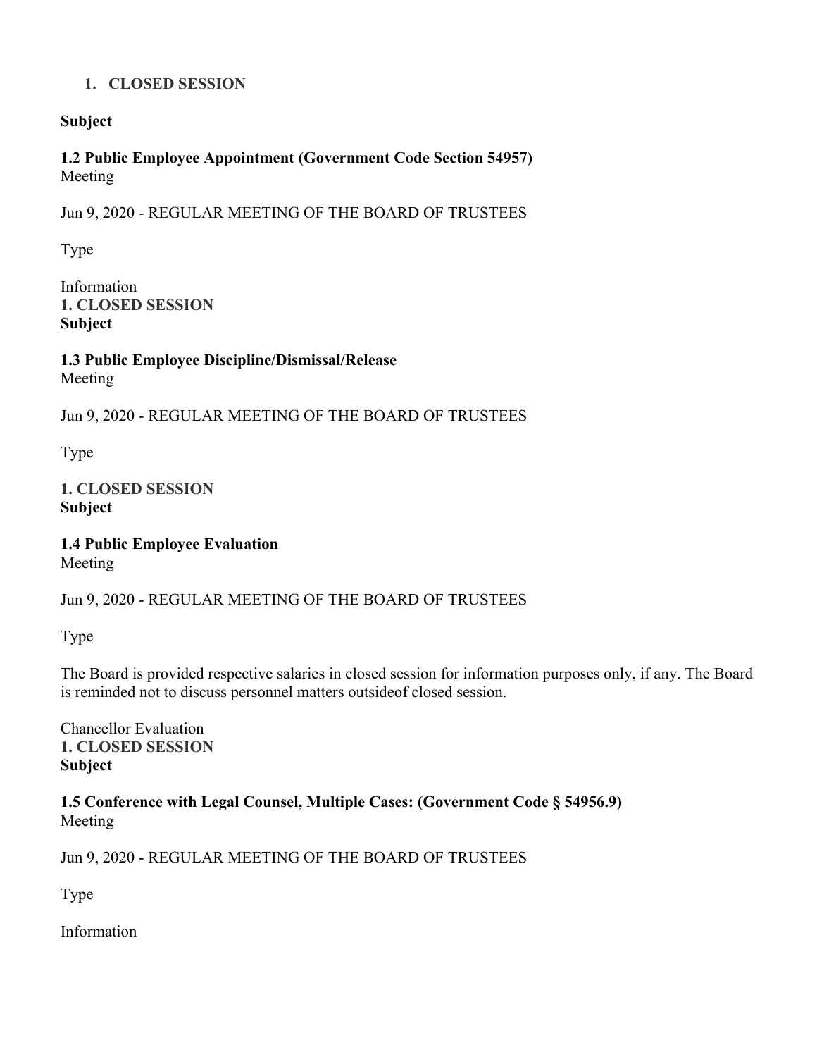1. **CLOSED SESSION**

**Subject**

**1.2 Public Employee Appointment (Government Code Section 54957)**
Meeting

Jun 9, 2020 - REGULAR MEETING OF THE BOARD OF TRUSTEES

Type

Information
**1. CLOSED SESSION**
**Subject**

**1.3 Public Employee Discipline/Dismissal/Release**
Meeting

Jun 9, 2020 - REGULAR MEETING OF THE BOARD OF TRUSTEES

Type

**1. CLOSED SESSION**
**Subject**

**1.4 Public Employee Evaluation**
Meeting

Jun 9, 2020 - REGULAR MEETING OF THE BOARD OF TRUSTEES

Type

The Board is provided respective salaries in closed session for information purposes only, if any. The Board is reminded not to discuss personnel matters outsideof closed session.

Chancellor Evaluation
**1. CLOSED SESSION**
**Subject**

**1.5 Conference with Legal Counsel, Multiple Cases: (Government Code § 54956.9)**
Meeting

Jun 9, 2020 - REGULAR MEETING OF THE BOARD OF TRUSTEES

Type

Information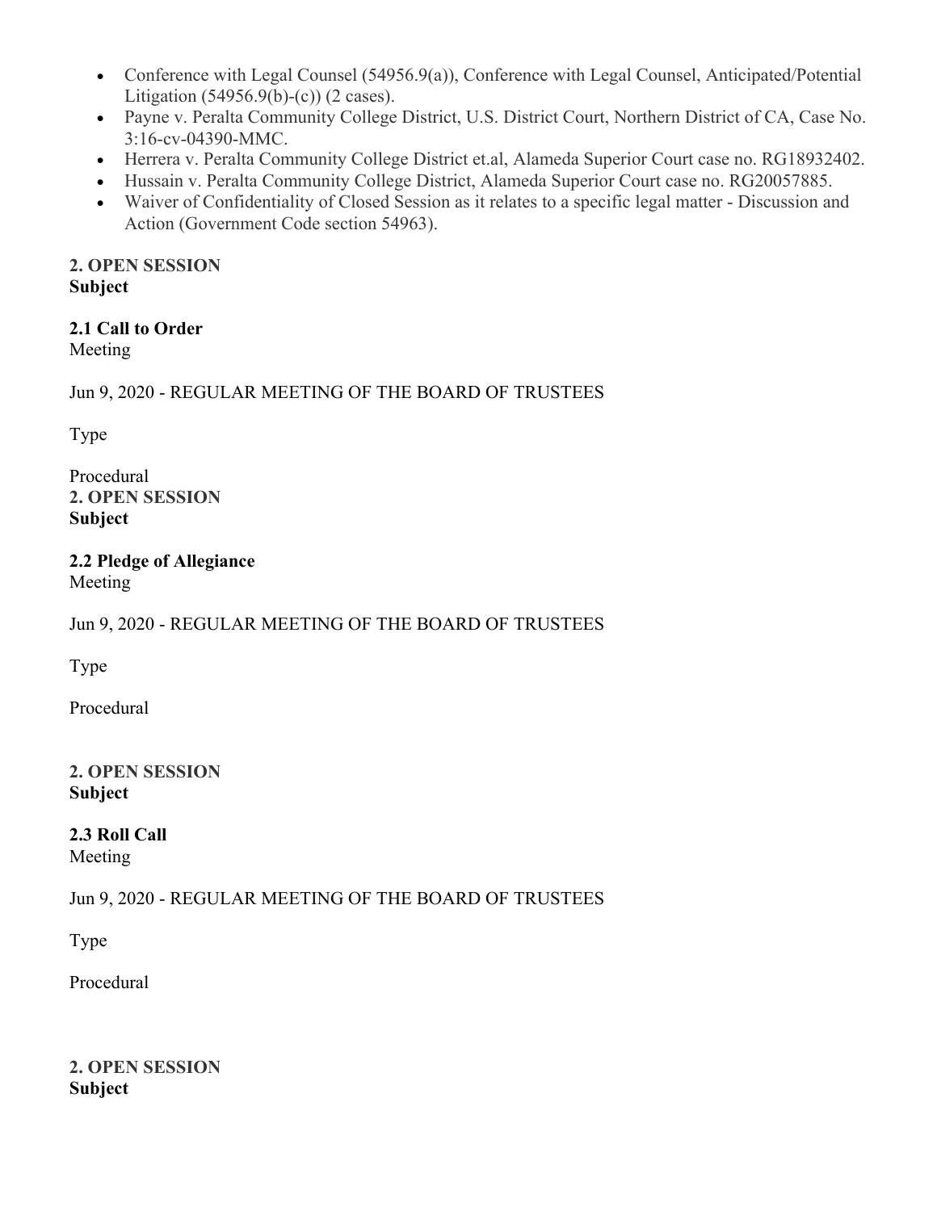- Conference with Legal Counsel (54956.9(a)), Conference with Legal Counsel, Anticipated/Potential Litigation (54956.9(b)-(c)) (2 cases).
- Payne v. Peralta Community College District, U.S. District Court, Northern District of CA, Case No. 3:16-cv-04390-MMC.
- Herrera v. Peralta Community College District et.al, Alameda Superior Court case no. RG18932402.
- Hussain v. Peralta Community College District, Alameda Superior Court case no. RG20057885.
- Waiver of Confidentiality of Closed Session as it relates to a specific legal matter - Discussion and Action (Government Code section 54963).

**2. OPEN SESSION**
**Subject**

**2.1 Call to Order**
Meeting

Jun 9, 2020 - REGULAR MEETING OF THE BOARD OF TRUSTEES

Type

Procedural
**2. OPEN SESSION**
**Subject**

**2.2 Pledge of Allegiance**
Meeting

Jun 9, 2020 - REGULAR MEETING OF THE BOARD OF TRUSTEES

Type

Procedural

**2. OPEN SESSION**
**Subject**

**2.3 Roll Call**
Meeting

Jun 9, 2020 - REGULAR MEETING OF THE BOARD OF TRUSTEES

Type

Procedural

**2. OPEN SESSION**
**Subject**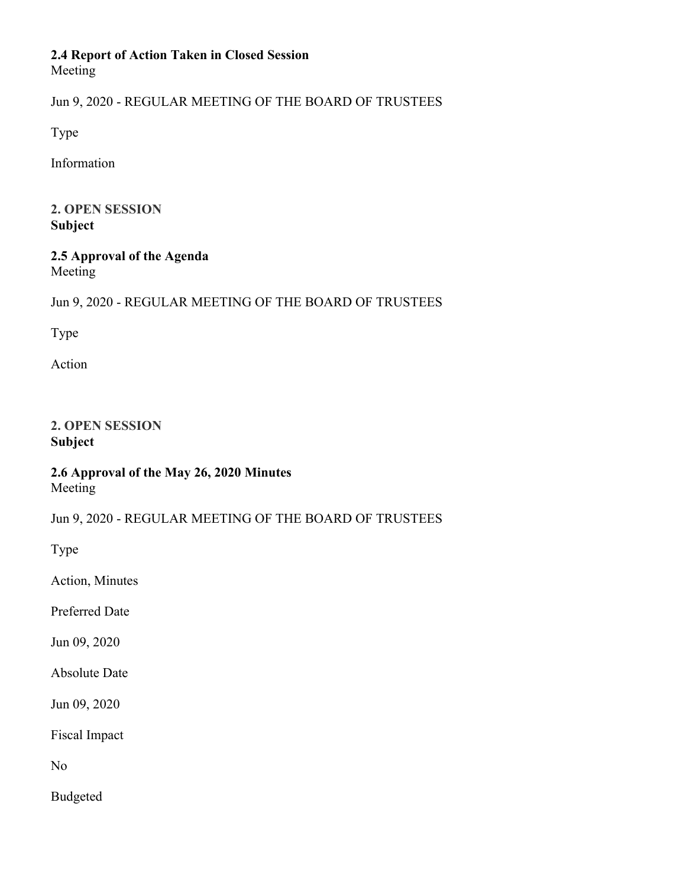**2.4 Report of Action Taken in Closed Session**
Meeting

Jun 9, 2020 - REGULAR MEETING OF THE BOARD OF TRUSTEES

Type

Information

**2. OPEN SESSION**
**Subject**

**2.5 Approval of the Agenda**
Meeting

Jun 9, 2020 - REGULAR MEETING OF THE BOARD OF TRUSTEES

Type

Action

**2. OPEN SESSION**
**Subject**

**2.6 Approval of the May 26, 2020 Minutes**
Meeting

Jun 9, 2020 - REGULAR MEETING OF THE BOARD OF TRUSTEES

Type

Action, Minutes

Preferred Date

Jun 09, 2020

Absolute Date

Jun 09, 2020

Fiscal Impact

No

Budgeted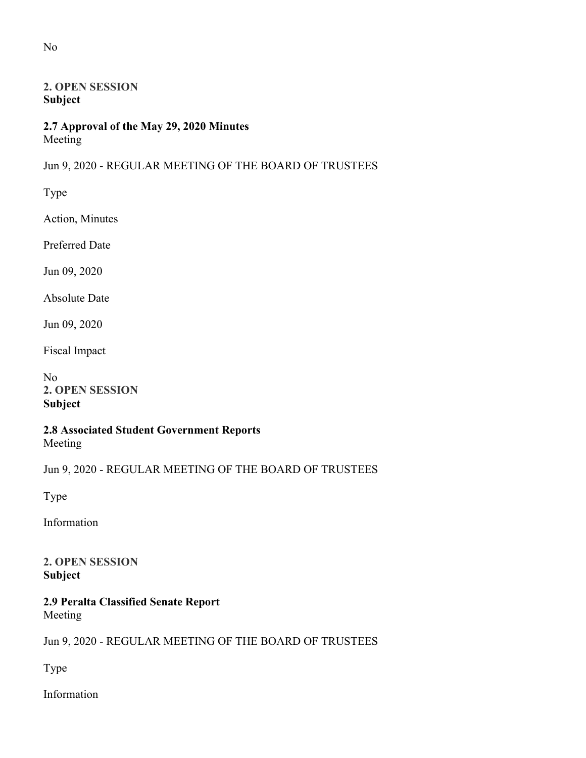No

**2. OPEN SESSION**
**Subject**

**2.7 Approval of the May 29, 2020 Minutes**
Meeting

Jun 9, 2020 - REGULAR MEETING OF THE BOARD OF TRUSTEES

Type

Action, Minutes

Preferred Date

Jun 09, 2020

Absolute Date

Jun 09, 2020

Fiscal Impact

No

**2. OPEN SESSION**
**Subject**

**2.8 Associated Student Government Reports**
Meeting

Jun 9, 2020 - REGULAR MEETING OF THE BOARD OF TRUSTEES

Type

Information

**2. OPEN SESSION**
**Subject**

**2.9 Peralta Classified Senate Report**
Meeting

Jun 9, 2020 - REGULAR MEETING OF THE BOARD OF TRUSTEES

Type

Information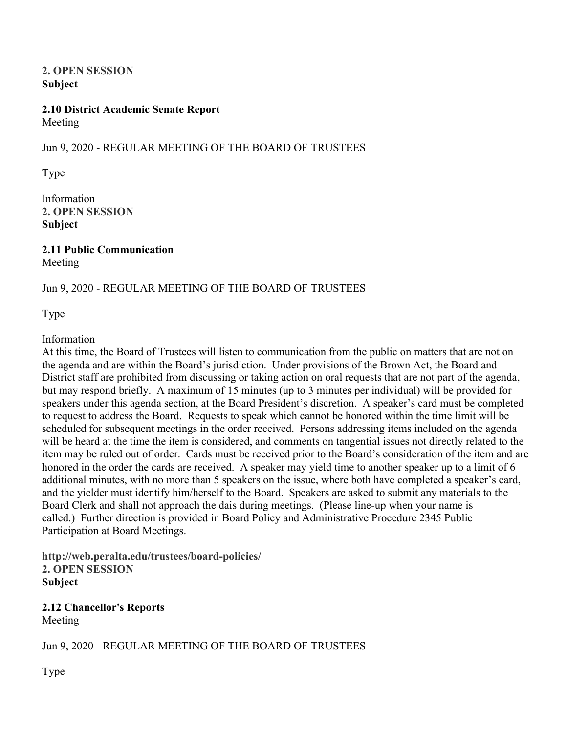**2. OPEN SESSION**
**Subject**

**2.10 District Academic Senate Report**
Meeting

Jun 9, 2020 - REGULAR MEETING OF THE BOARD OF TRUSTEES

Type

Information
**2. OPEN SESSION**
**Subject**

**2.11 Public Communication**
Meeting

Jun 9, 2020 - REGULAR MEETING OF THE BOARD OF TRUSTEES

Type

Information
At this time, the Board of Trustees will listen to communication from the public on matters that are not on the agenda and are within the Board's jurisdiction. Under provisions of the Brown Act, the Board and District staff are prohibited from discussing or taking action on oral requests that are not part of the agenda, but may respond briefly. A maximum of 15 minutes (up to 3 minutes per individual) will be provided for speakers under this agenda section, at the Board President's discretion. A speaker's card must be completed to request to address the Board. Requests to speak which cannot be honored within the time limit will be scheduled for subsequent meetings in the order received. Persons addressing items included on the agenda will be heard at the time the item is considered, and comments on tangential issues not directly related to the item may be ruled out of order. Cards must be received prior to the Board's consideration of the item and are honored in the order the cards are received. A speaker may yield time to another speaker up to a limit of 6 additional minutes, with no more than 5 speakers on the issue, where both have completed a speaker's card, and the yielder must identify him/herself to the Board. Speakers are asked to submit any materials to the Board Clerk and shall not approach the dais during meetings. (Please line-up when your name is called.) Further direction is provided in Board Policy and Administrative Procedure 2345 Public Participation at Board Meetings.

**http://web.peralta.edu/trustees/board-policies/**
**2. OPEN SESSION**
**Subject**

**2.12 Chancellor's Reports**
Meeting

Jun 9, 2020 - REGULAR MEETING OF THE BOARD OF TRUSTEES

Type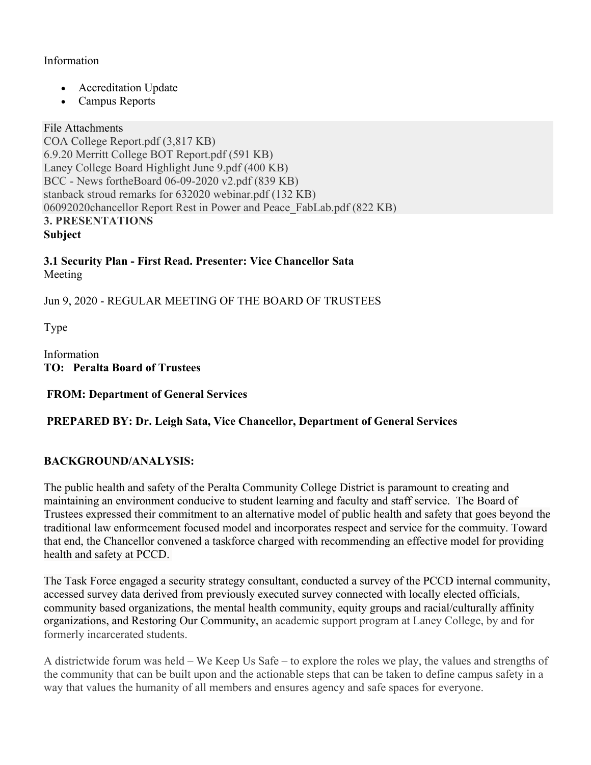Information

- Accreditation Update
- Campus Reports

File Attachments
COA College Report.pdf (3,817 KB)
6.9.20 Merritt College BOT Report.pdf (591 KB)
Laney College Board Highlight June 9.pdf (400 KB)
BCC - News fortheBoard 06-09-2020 v2.pdf (839 KB)
stanback stroud remarks for 632020 webinar.pdf (132 KB)
06092020chancellor Report Rest in Power and Peace_FabLab.pdf (822 KB)

**3. PRESENTATIONS**

**Subject**

**3.1 Security Plan - First Read. Presenter: Vice Chancellor Sata**

Meeting

Jun 9, 2020 - REGULAR MEETING OF THE BOARD OF TRUSTEES

Type

Information

**TO: Peralta Board of Trustees**

**FROM: Department of General Services**

**PREPARED BY: Dr. Leigh Sata, Vice Chancellor, Department of General Services**

**BACKGROUND/ANALYSIS:**

The public health and safety of the Peralta Community College District is paramount to creating and maintaining an environment conducive to student learning and faculty and staff service. The Board of Trustees expressed their commitment to an alternative model of public health and safety that goes beyond the traditional law enformcement focused model and incorporates respect and service for the commuity. Toward that end, the Chancellor convened a taskforce charged with recommending an effective model for providing health and safety at PCCD.

The Task Force engaged a security strategy consultant, conducted a survey of the PCCD internal community, accessed survey data derived from previously executed survey connected with locally elected officials, community based organizations, the mental health community, equity groups and racial/culturally affinity organizations, and Restoring Our Community, an academic support program at Laney College, by and for formerly incarcerated students.

A districtwide forum was held – We Keep Us Safe – to explore the roles we play, the values and strengths of the community that can be built upon and the actionable steps that can be taken to define campus safety in a way that values the humanity of all members and ensures agency and safe spaces for everyone.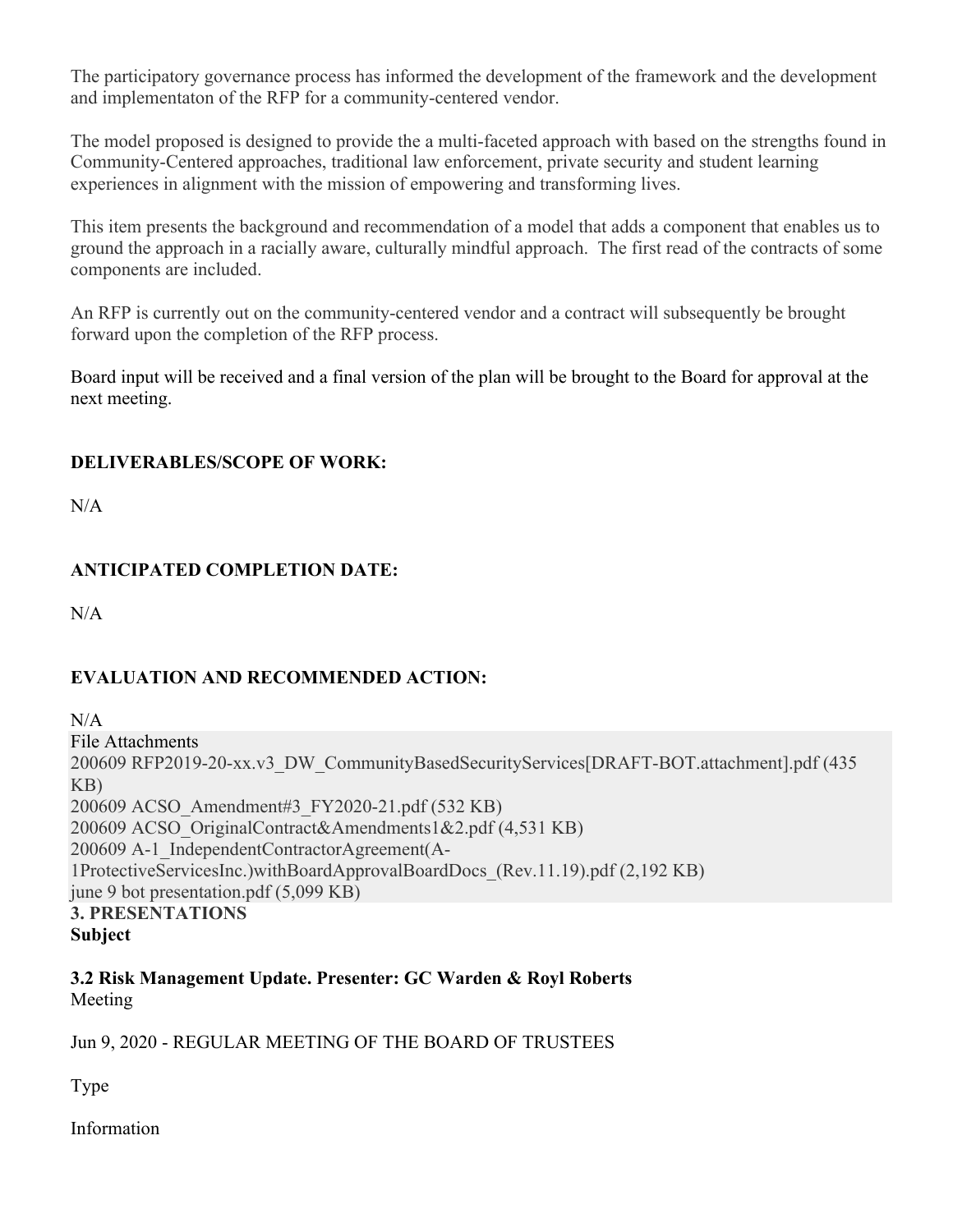The participatory governance process has informed the development of the framework and the development and implementaton of the RFP for a community-centered vendor.

The model proposed is designed to provide the a multi-faceted approach with based on the strengths found in Community-Centered approaches, traditional law enforcement, private security and student learning experiences in alignment with the mission of empowering and transforming lives.

This item presents the background and recommendation of a model that adds a component that enables us to ground the approach in a racially aware, culturally mindful approach.  The first read of the contracts of some components are included.

An RFP is currently out on the community-centered vendor and a contract will subsequently be brought forward upon the completion of the RFP process.

Board input will be received and a final version of the plan will be brought to the Board for approval at the next meeting.

**DELIVERABLES/SCOPE OF WORK:**

N/A

**ANTICIPATED COMPLETION DATE:**

N/A

**EVALUATION AND RECOMMENDED ACTION:**

N/A

File Attachments

200609 RFP2019-20-xx.v3_DW_CommunityBasedSecurityServices[DRAFT-BOT.attachment].pdf (435 KB)

200609 ACSO_Amendment#3_FY2020-21.pdf (532 KB)

200609 ACSO_OriginalContract&Amendments1&2.pdf (4,531 KB)

200609 A-1_IndependentContractorAgreement(A-1ProtectiveServicesInc.)withBoardApprovalBoardDocs_(Rev.11.19).pdf (2,192 KB)

june 9 bot presentation.pdf (5,099 KB)

**3. PRESENTATIONS**

**Subject**

**3.2 Risk Management Update. Presenter: GC Warden & Royl Roberts**

Meeting

Jun 9, 2020 - REGULAR MEETING OF THE BOARD OF TRUSTEES

Type

Information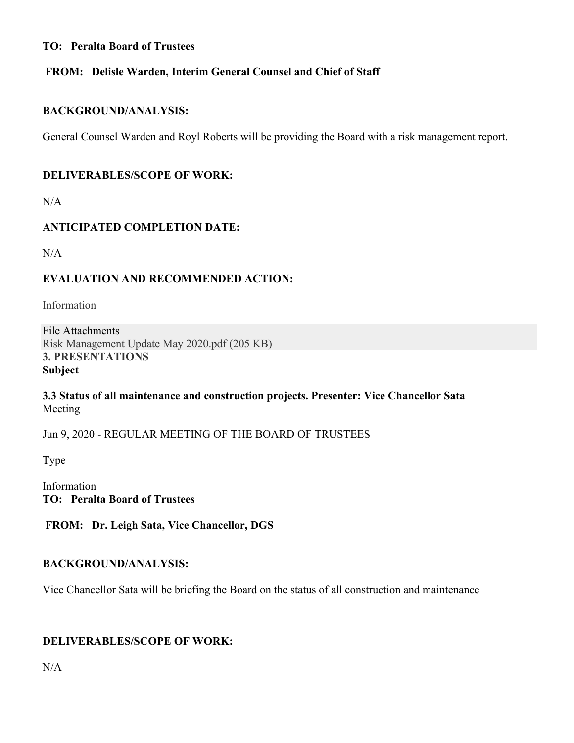**TO: Peralta Board of Trustees**

**FROM: Delisle Warden, Interim General Counsel and Chief of Staff**

**BACKGROUND/ANALYSIS:**

General Counsel Warden and Royl Roberts will be providing the Board with a risk management report.

**DELIVERABLES/SCOPE OF WORK:**

N/A

**ANTICIPATED COMPLETION DATE:**

N/A

**EVALUATION AND RECOMMENDED ACTION:**

Information

File Attachments
Risk Management Update May 2020.pdf (205 KB)

**3. PRESENTATIONS**

**Subject**

**3.3 Status of all maintenance and construction projects. Presenter: Vice Chancellor Sata**

Meeting

Jun 9, 2020 - REGULAR MEETING OF THE BOARD OF TRUSTEES

Type

Information

**TO: Peralta Board of Trustees**

**FROM: Dr. Leigh Sata, Vice Chancellor, DGS**

**BACKGROUND/ANALYSIS:**

Vice Chancellor Sata will be briefing the Board on the status of all construction and maintenance

**DELIVERABLES/SCOPE OF WORK:**

N/A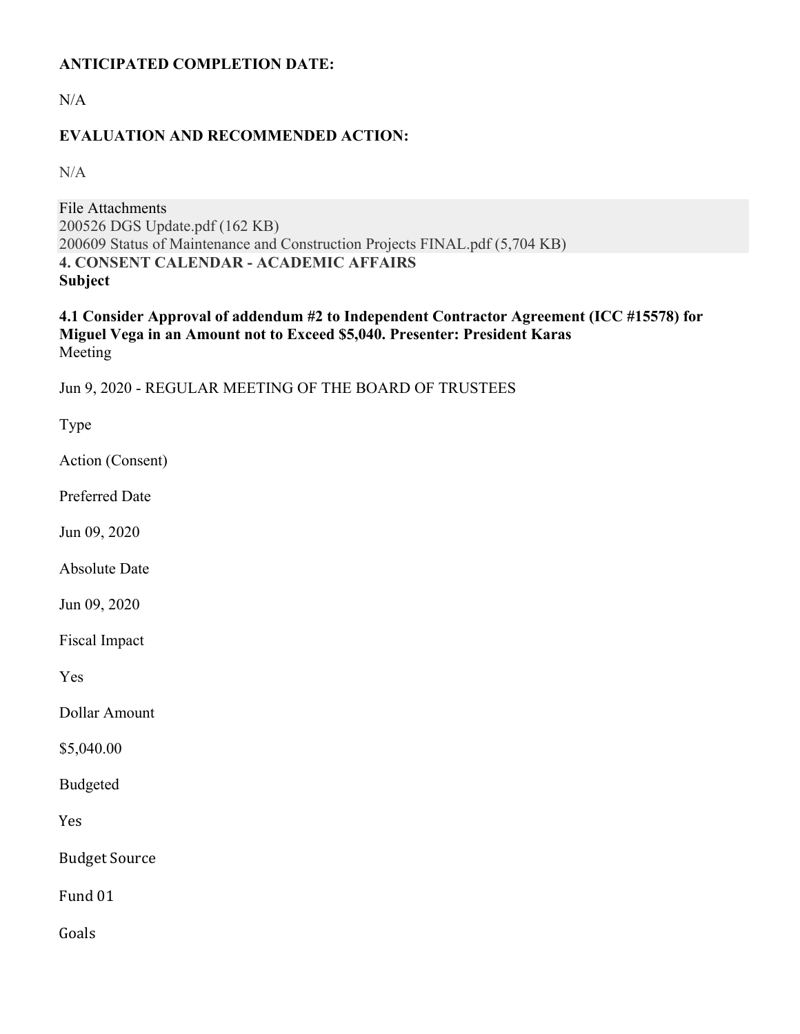**ANTICIPATED COMPLETION DATE:**

N/A

**EVALUATION AND RECOMMENDED ACTION:**

N/A

File Attachments
200526 DGS Update.pdf (162 KB)
200609 Status of Maintenance and Construction Projects FINAL.pdf (5,704 KB)

**4. CONSENT CALENDAR - ACADEMIC AFFAIRS**
**Subject**

**4.1 Consider Approval of addendum #2 to Independent Contractor Agreement (ICC #15578) for Miguel Vega in an Amount not to Exceed $5,040. Presenter: President Karas**
Meeting

Jun 9, 2020 - REGULAR MEETING OF THE BOARD OF TRUSTEES

Type

Action (Consent)

Preferred Date

Jun 09, 2020

Absolute Date

Jun 09, 2020

Fiscal Impact

Yes

Dollar Amount

$5,040.00

Budgeted

Yes

Budget Source

Fund 01

Goals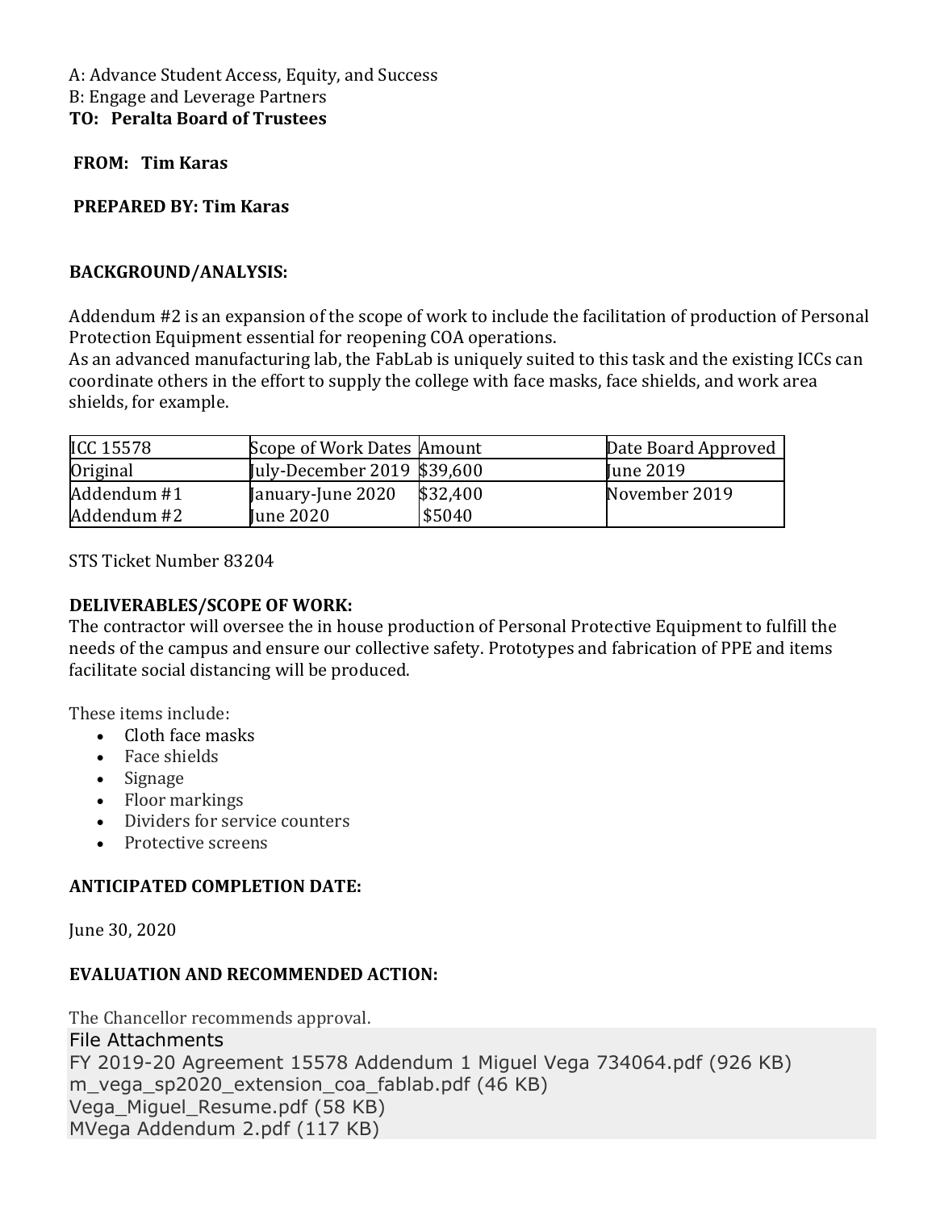A: Advance Student Access, Equity, and Success
B: Engage and Leverage Partners
**TO: Peralta Board of Trustees**

**FROM: Tim Karas**

**PREPARED BY: Tim Karas**

**BACKGROUND/ANALYSIS:**

Addendum #2 is an expansion of the scope of work to include the facilitation of production of Personal Protection Equipment essential for reopening COA operations.
As an advanced manufacturing lab, the FabLab is uniquely suited to this task and the existing ICCs can coordinate others in the effort to supply the college with face masks, face shields, and work area shields, for example.

| ICC 15578 | Scope of Work Dates | Amount | Date Board Approved |
|---|---|---|---|
| Original | July-December 2019 | $39,600 | June 2019 |
| Addendum #1 | January-June 2020 | $32,400 | November 2019 |
| Addendum #2 | June 2020 | $5040 | |

STS Ticket Number 83204

**DELIVERABLES/SCOPE OF WORK:**
The contractor will oversee the in house production of Personal Protective Equipment to fulfill the needs of the campus and ensure our collective safety. Prototypes and fabrication of PPE and items facilitate social distancing will be produced.

These items include:

- Cloth face masks
- Face shields
- Signage
- Floor markings
- Dividers for service counters
- Protective screens

**ANTICIPATED COMPLETION DATE:**

June 30, 2020

**EVALUATION AND RECOMMENDED ACTION:**

The Chancellor recommends approval.

File Attachments
FY 2019-20 Agreement 15578 Addendum 1 Miguel Vega 734064.pdf (926 KB)
m_vega_sp2020_extension_coa_fablab.pdf (46 KB)
Vega_Miguel_Resume.pdf (58 KB)
MVega Addendum 2.pdf (117 KB)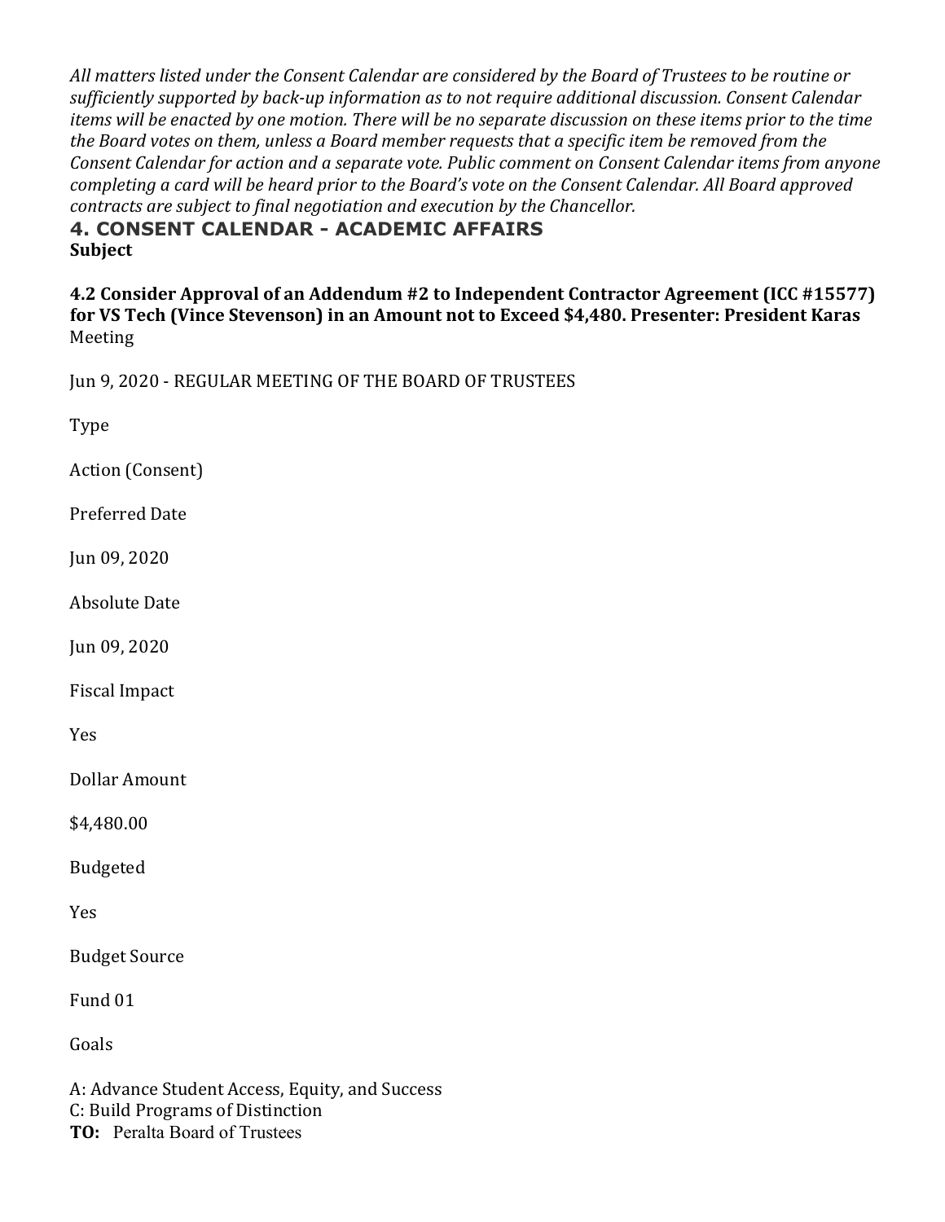*All matters listed under the Consent Calendar are considered by the Board of Trustees to be routine or sufficiently supported by back-up information as to not require additional discussion. Consent Calendar items will be enacted by one motion. There will be no separate discussion on these items prior to the time the Board votes on them, unless a Board member requests that a specific item be removed from the Consent Calendar for action and a separate vote. Public comment on Consent Calendar items from anyone completing a card will be heard prior to the Board's vote on the Consent Calendar. All Board approved contracts are subject to final negotiation and execution by the Chancellor.*

## 4. CONSENT CALENDAR - ACADEMIC AFFAIRS

**Subject**

**4.2 Consider Approval of an Addendum #2 to Independent Contractor Agreement (ICC #15577) for VS Tech (Vince Stevenson) in an Amount not to Exceed $4,480. Presenter: President Karas**

Meeting

Jun 9, 2020 - REGULAR MEETING OF THE BOARD OF TRUSTEES

Type

Action (Consent)

Preferred Date

Jun 09, 2020

Absolute Date

Jun 09, 2020

Fiscal Impact

Yes

Dollar Amount

$4,480.00

Budgeted

Yes

Budget Source

Fund 01

Goals

A: Advance Student Access, Equity, and Success
C: Build Programs of Distinction

**TO:** Peralta Board of Trustees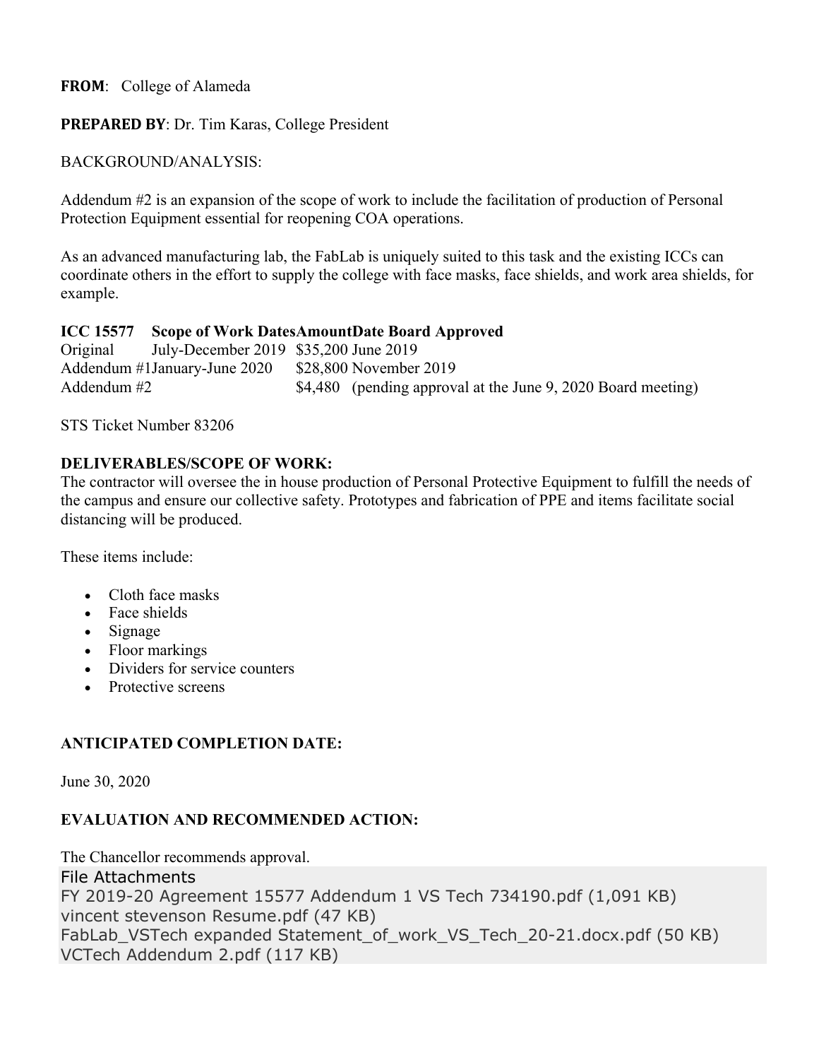**FROM**: College of Alameda

**PREPARED BY**: Dr. Tim Karas, College President

BACKGROUND/ANALYSIS:

Addendum #2 is an expansion of the scope of work to include the facilitation of production of Personal Protection Equipment essential for reopening COA operations.

As an advanced manufacturing lab, the FabLab is uniquely suited to this task and the existing ICCs can coordinate others in the effort to supply the college with face masks, face shields, and work area shields, for example.

| ICC 15577 | Scope of Work Dates | Amount | Date Board Approved |
|---|---|---|---|
| Original | July-December 2019 | $35,200 | June 2019 |
| Addendum #1 | January-June 2020 | $28,800 | November 2019 |
| Addendum #2 | | $4,480 | (pending approval at the June 9, 2020 Board meeting) |

STS Ticket Number 83206

**DELIVERABLES/SCOPE OF WORK:**

The contractor will oversee the in house production of Personal Protective Equipment to fulfill the needs of the campus and ensure our collective safety. Prototypes and fabrication of PPE and items facilitate social distancing will be produced.

These items include:

- Cloth face masks
- Face shields
- Signage
- Floor markings
- Dividers for service counters
- Protective screens

**ANTICIPATED COMPLETION DATE:**

June 30, 2020

**EVALUATION AND RECOMMENDED ACTION:**

The Chancellor recommends approval.

File Attachments

FY 2019-20 Agreement 15577 Addendum 1 VS Tech 734190.pdf (1,091 KB)
vincent stevenson Resume.pdf (47 KB)
FabLab_VSTech expanded Statement_of_work_VS_Tech_20-21.docx.pdf (50 KB)
VCTech Addendum 2.pdf (117 KB)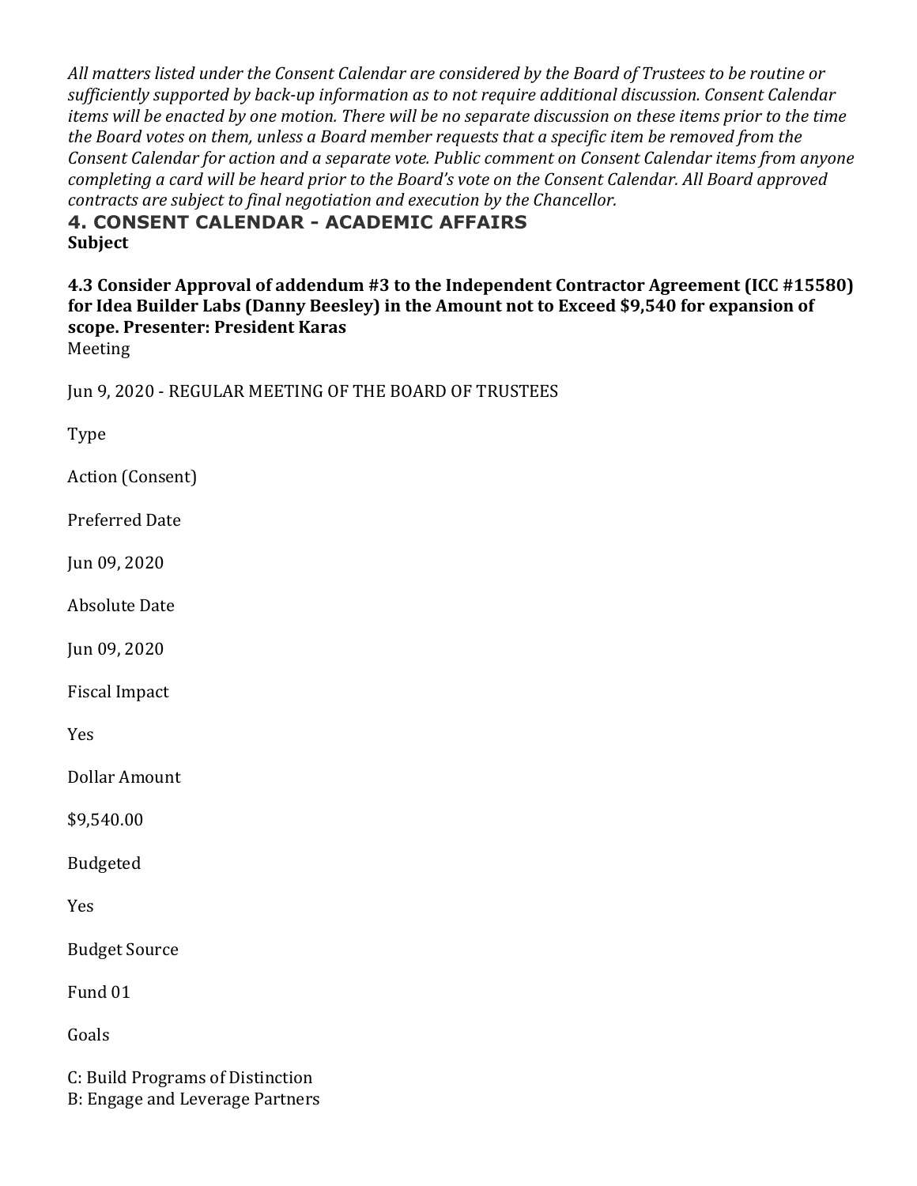*All matters listed under the Consent Calendar are considered by the Board of Trustees to be routine or sufficiently supported by back-up information as to not require additional discussion. Consent Calendar items will be enacted by one motion. There will be no separate discussion on these items prior to the time the Board votes on them, unless a Board member requests that a specific item be removed from the Consent Calendar for action and a separate vote. Public comment on Consent Calendar items from anyone completing a card will be heard prior to the Board's vote on the Consent Calendar. All Board approved contracts are subject to final negotiation and execution by the Chancellor.*

## 4. CONSENT CALENDAR - ACADEMIC AFFAIRS

**Subject**

**4.3 Consider Approval of addendum #3 to the Independent Contractor Agreement (ICC #15580) for Idea Builder Labs (Danny Beesley) in the Amount not to Exceed $9,540 for expansion of scope. Presenter: President Karas**

Meeting

Jun 9, 2020 - REGULAR MEETING OF THE BOARD OF TRUSTEES

Type

Action (Consent)

Preferred Date

Jun 09, 2020

Absolute Date

Jun 09, 2020

Fiscal Impact

Yes

Dollar Amount

$9,540.00

Budgeted

Yes

Budget Source

Fund 01

Goals

C: Build Programs of Distinction
B: Engage and Leverage Partners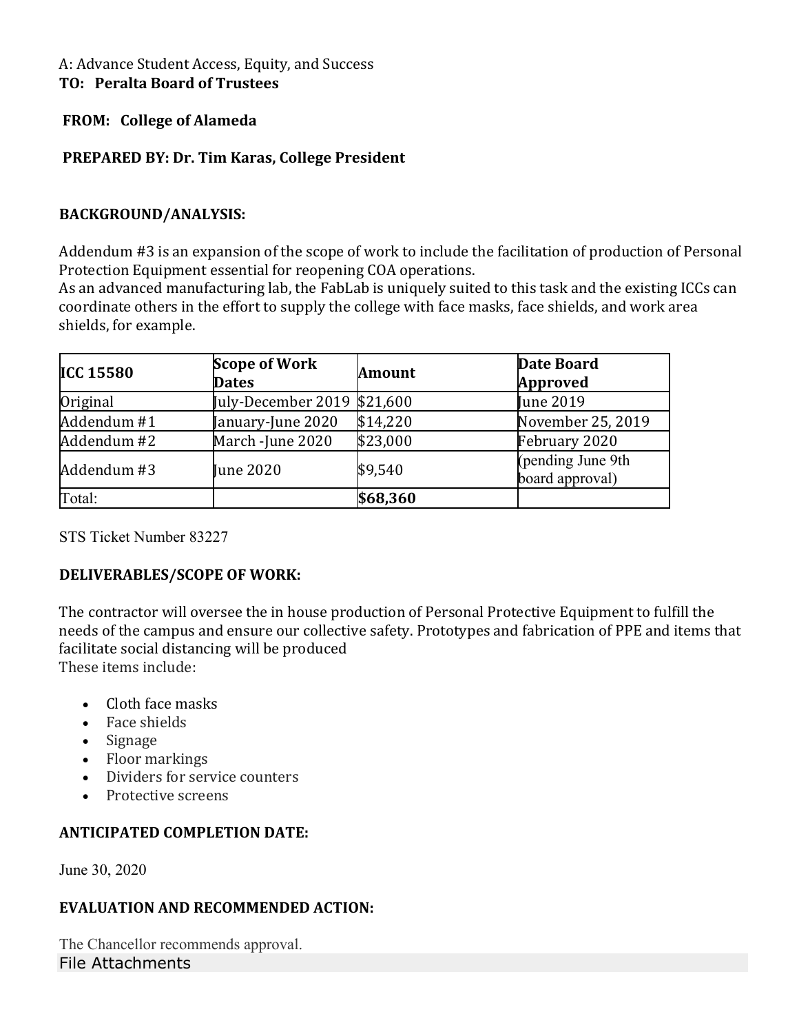A: Advance Student Access, Equity, and Success

**TO: Peralta Board of Trustees**

**FROM: College of Alameda**

**PREPARED BY: Dr. Tim Karas, College President**

**BACKGROUND/ANALYSIS:**

Addendum #3 is an expansion of the scope of work to include the facilitation of production of Personal Protection Equipment essential for reopening COA operations.
As an advanced manufacturing lab, the FabLab is uniquely suited to this task and the existing ICCs can coordinate others in the effort to supply the college with face masks, face shields, and work area shields, for example.

| ICC 15580 | Scope of Work Dates | Amount | Date Board Approved |
|---|---|---|---|
| Original | July-December 2019 | $21,600 | June 2019 |
| Addendum #1 | January-June 2020 | $14,220 | November 25, 2019 |
| Addendum #2 | March -June 2020 | $23,000 | February 2020 |
| Addendum #3 | June 2020 | $9,540 | (pending June 9th board approval) |
| Total: | | **$68,360** | |

STS Ticket Number 83227

**DELIVERABLES/SCOPE OF WORK:**

The contractor will oversee the in house production of Personal Protective Equipment to fulfill the needs of the campus and ensure our collective safety. Prototypes and fabrication of PPE and items that facilitate social distancing will be produced
These items include:

- Cloth face masks
- Face shields
- Signage
- Floor markings
- Dividers for service counters
- Protective screens

**ANTICIPATED COMPLETION DATE:**

June 30, 2020

**EVALUATION AND RECOMMENDED ACTION:**

The Chancellor recommends approval.

File Attachments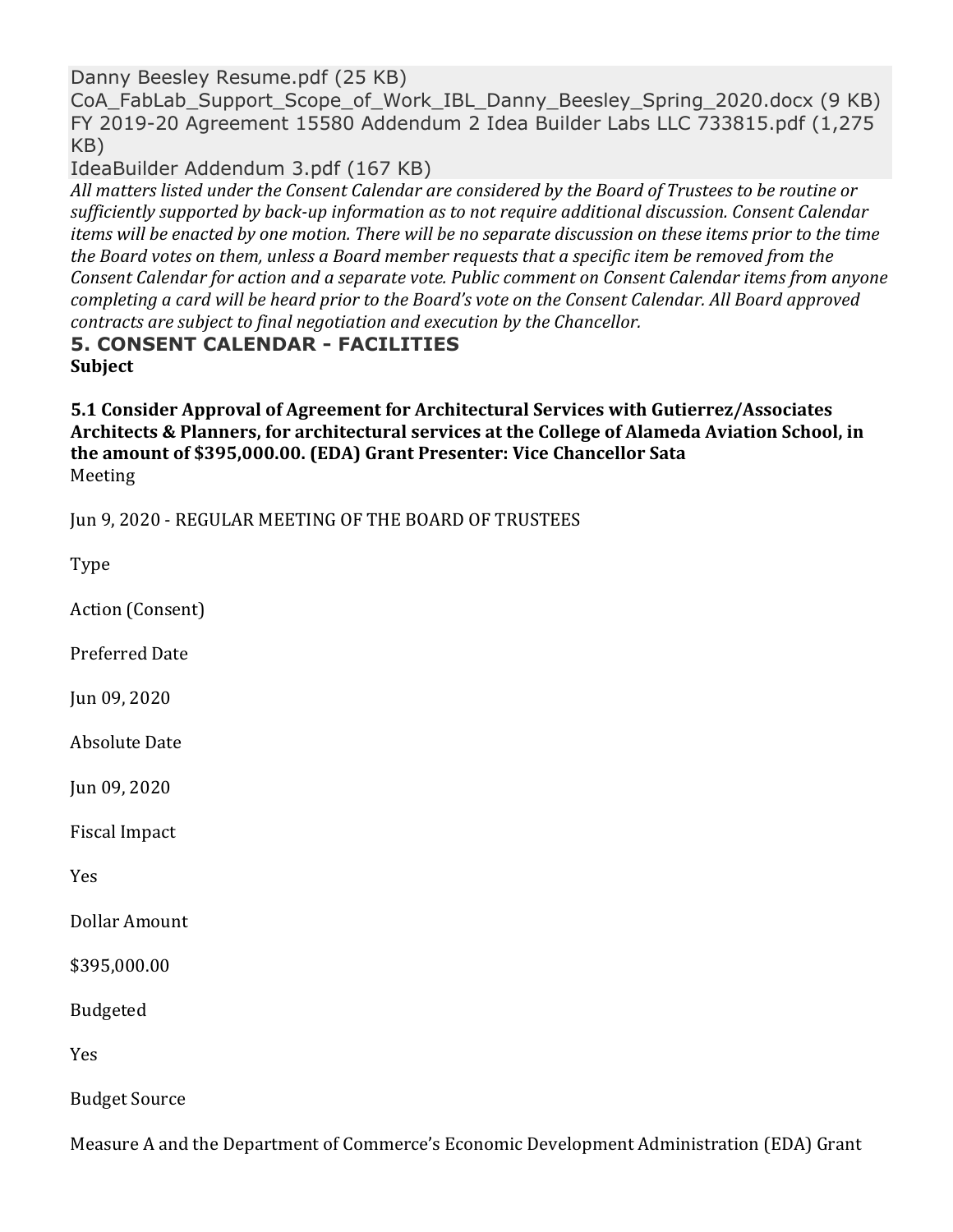Danny Beesley Resume.pdf (25 KB)
CoA_FabLab_Support_Scope_of_Work_IBL_Danny_Beesley_Spring_2020.docx (9 KB)
FY 2019-20 Agreement 15580 Addendum 2 Idea Builder Labs LLC 733815.pdf (1,275 KB)
IdeaBuilder Addendum 3.pdf (167 KB)

*All matters listed under the Consent Calendar are considered by the Board of Trustees to be routine or sufficiently supported by back-up information as to not require additional discussion. Consent Calendar items will be enacted by one motion. There will be no separate discussion on these items prior to the time the Board votes on them, unless a Board member requests that a specific item be removed from the Consent Calendar for action and a separate vote. Public comment on Consent Calendar items from anyone completing a card will be heard prior to the Board's vote on the Consent Calendar. All Board approved contracts are subject to final negotiation and execution by the Chancellor.*

## 5. CONSENT CALENDAR - FACILITIES

**Subject**

**5.1 Consider Approval of Agreement for Architectural Services with Gutierrez/Associates Architects & Planners, for architectural services at the College of Alameda Aviation School, in the amount of $395,000.00. (EDA) Grant Presenter: Vice Chancellor Sata**

Meeting

Jun 9, 2020 - REGULAR MEETING OF THE BOARD OF TRUSTEES

Type

Action (Consent)

Preferred Date

Jun 09, 2020

Absolute Date

Jun 09, 2020

Fiscal Impact

Yes

Dollar Amount

$395,000.00

Budgeted

Yes

Budget Source

Measure A and the Department of Commerce's Economic Development Administration (EDA) Grant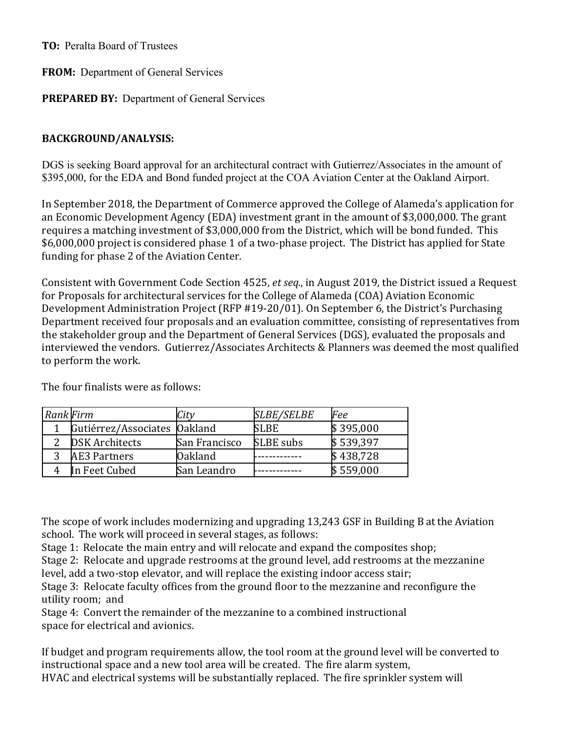**TO:** Peralta Board of Trustees

**FROM:** Department of General Services

**PREPARED BY:** Department of General Services

**BACKGROUND/ANALYSIS:**

DGS is seeking Board approval for an architectural contract with Gutierrez/Associates in the amount of $395,000, for the EDA and Bond funded project at the COA Aviation Center at the Oakland Airport.

In September 2018, the Department of Commerce approved the College of Alameda's application for an Economic Development Agency (EDA) investment grant in the amount of $3,000,000. The grant requires a matching investment of $3,000,000 from the District, which will be bond funded. This $6,000,000 project is considered phase 1 of a two-phase project. The District has applied for State funding for phase 2 of the Aviation Center.

Consistent with Government Code Section 4525, *et seq.*, in August 2019, the District issued a Request for Proposals for architectural services for the College of Alameda (COA) Aviation Economic Development Administration Project (RFP #19-20/01). On September 6, the District's Purchasing Department received four proposals and an evaluation committee, consisting of representatives from the stakeholder group and the Department of General Services (DGS), evaluated the proposals and interviewed the vendors. Gutierrez/Associates Architects & Planners was deemed the most qualified to perform the work.

The four finalists were as follows:

| *Rank* | *Firm* | *City* | *SLBE/SELBE* | *Fee* |
|---|---|---|---|---|
| 1 | Gutiérrez/Associates | Oakland | SLBE | $ 395,000 |
| 2 | DSK Architects | San Francisco | SLBE subs | $ 539,397 |
| 3 | AE3 Partners | Oakland | ------------ | $ 438,728 |
| 4 | In Feet Cubed | San Leandro | ------------ | $ 559,000 |

The scope of work includes modernizing and upgrading 13,243 GSF in Building B at the Aviation school. The work will proceed in several stages, as follows:

Stage 1: Relocate the main entry and will relocate and expand the composites shop;
Stage 2: Relocate and upgrade restrooms at the ground level, add restrooms at the mezzanine level, add a two-stop elevator, and will replace the existing indoor access stair;
Stage 3: Relocate faculty offices from the ground floor to the mezzanine and reconfigure the utility room; and
Stage 4: Convert the remainder of the mezzanine to a combined instructional space for electrical and avionics.

If budget and program requirements allow, the tool room at the ground level will be converted to instructional space and a new tool area will be created. The fire alarm system, HVAC and electrical systems will be substantially replaced. The fire sprinkler system will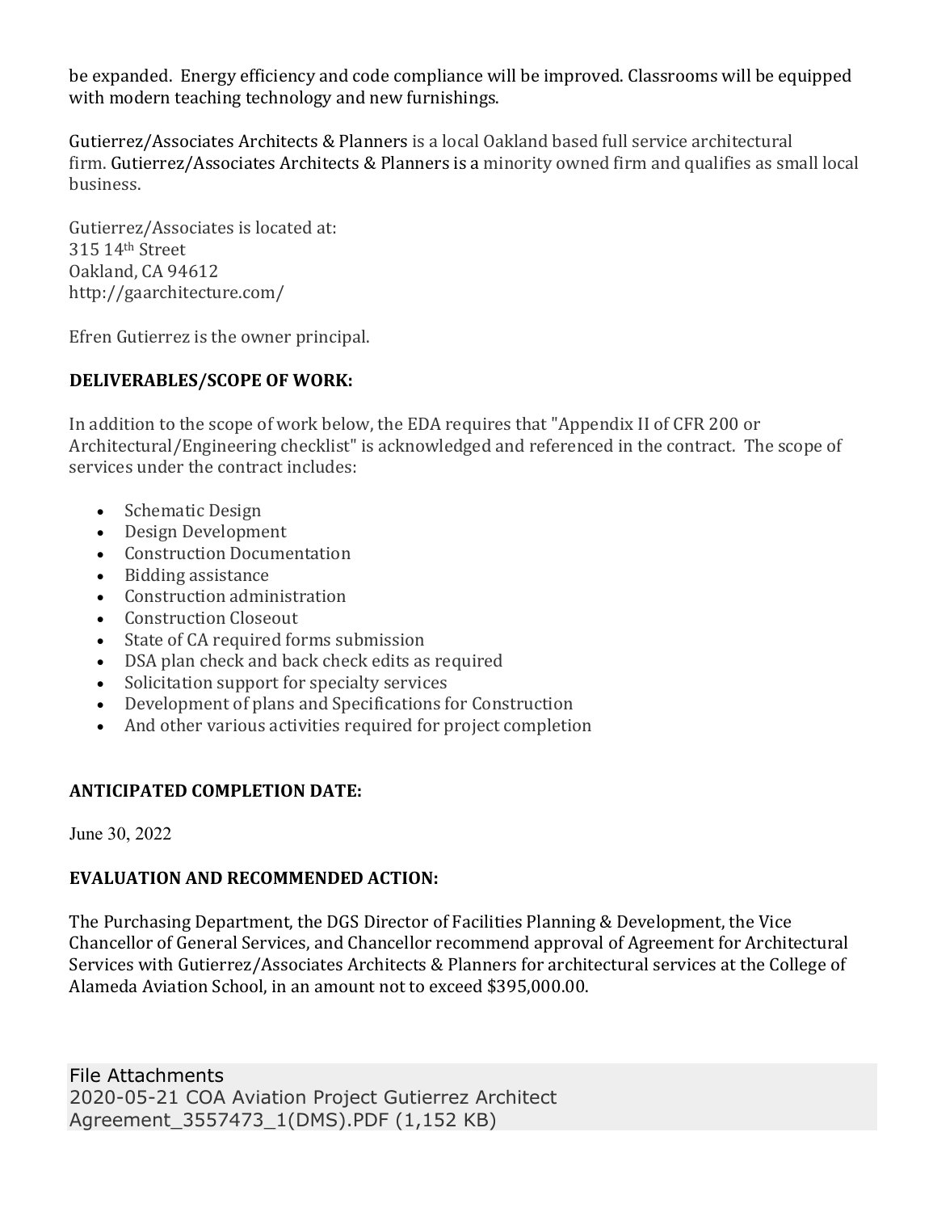be expanded. Energy efficiency and code compliance will be improved. Classrooms will be equipped with modern teaching technology and new furnishings.

Gutierrez/Associates Architects & Planners is a local Oakland based full service architectural firm. Gutierrez/Associates Architects & Planners is a minority owned firm and qualifies as small local business.

Gutierrez/Associates is located at:
315 14th Street
Oakland, CA 94612
http://gaarchitecture.com/

Efren Gutierrez is the owner principal.

**DELIVERABLES/SCOPE OF WORK:**

In addition to the scope of work below, the EDA requires that "Appendix II of CFR 200 or Architectural/Engineering checklist" is acknowledged and referenced in the contract. The scope of services under the contract includes:

- Schematic Design
- Design Development
- Construction Documentation
- Bidding assistance
- Construction administration
- Construction Closeout
- State of CA required forms submission
- DSA plan check and back check edits as required
- Solicitation support for specialty services
- Development of plans and Specifications for Construction
- And other various activities required for project completion

**ANTICIPATED COMPLETION DATE:**

June 30, 2022

**EVALUATION AND RECOMMENDED ACTION:**

The Purchasing Department, the DGS Director of Facilities Planning & Development, the Vice Chancellor of General Services, and Chancellor recommend approval of Agreement for Architectural Services with Gutierrez/Associates Architects & Planners for architectural services at the College of Alameda Aviation School, in an amount not to exceed $395,000.00.

File Attachments
2020-05-21 COA Aviation Project Gutierrez Architect Agreement_3557473_1(DMS).PDF (1,152 KB)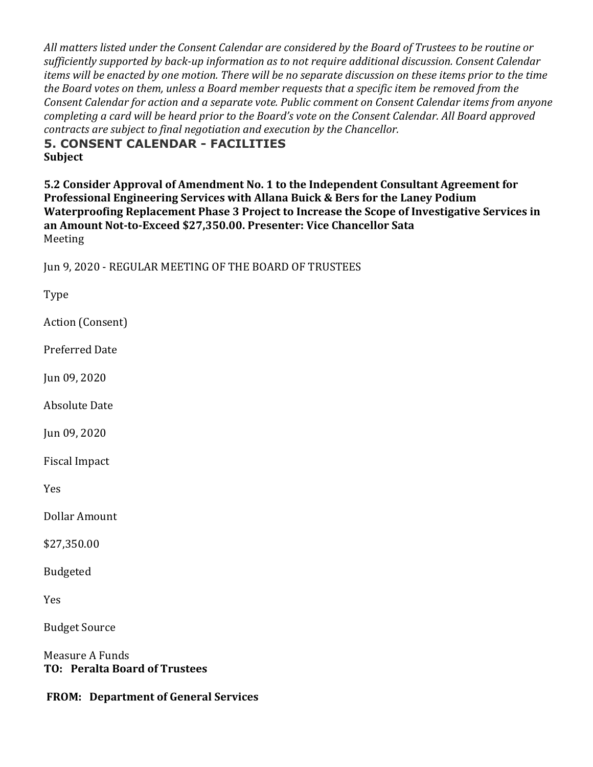*All matters listed under the Consent Calendar are considered by the Board of Trustees to be routine or sufficiently supported by back-up information as to not require additional discussion. Consent Calendar items will be enacted by one motion. There will be no separate discussion on these items prior to the time the Board votes on them, unless a Board member requests that a specific item be removed from the Consent Calendar for action and a separate vote. Public comment on Consent Calendar items from anyone completing a card will be heard prior to the Board's vote on the Consent Calendar. All Board approved contracts are subject to final negotiation and execution by the Chancellor.*

## 5. CONSENT CALENDAR - FACILITIES

**Subject**

**5.2 Consider Approval of Amendment No. 1 to the Independent Consultant Agreement for Professional Engineering Services with Allana Buick & Bers for the Laney Podium Waterproofing Replacement Phase 3 Project to Increase the Scope of Investigative Services in an Amount Not-to-Exceed $27,350.00. Presenter: Vice Chancellor Sata**

Meeting

Jun 9, 2020 - REGULAR MEETING OF THE BOARD OF TRUSTEES

Type

Action (Consent)

Preferred Date

Jun 09, 2020

Absolute Date

Jun 09, 2020

Fiscal Impact

Yes

Dollar Amount

$27,350.00

Budgeted

Yes

Budget Source

Measure A Funds

**TO: Peralta Board of Trustees**

**FROM: Department of General Services**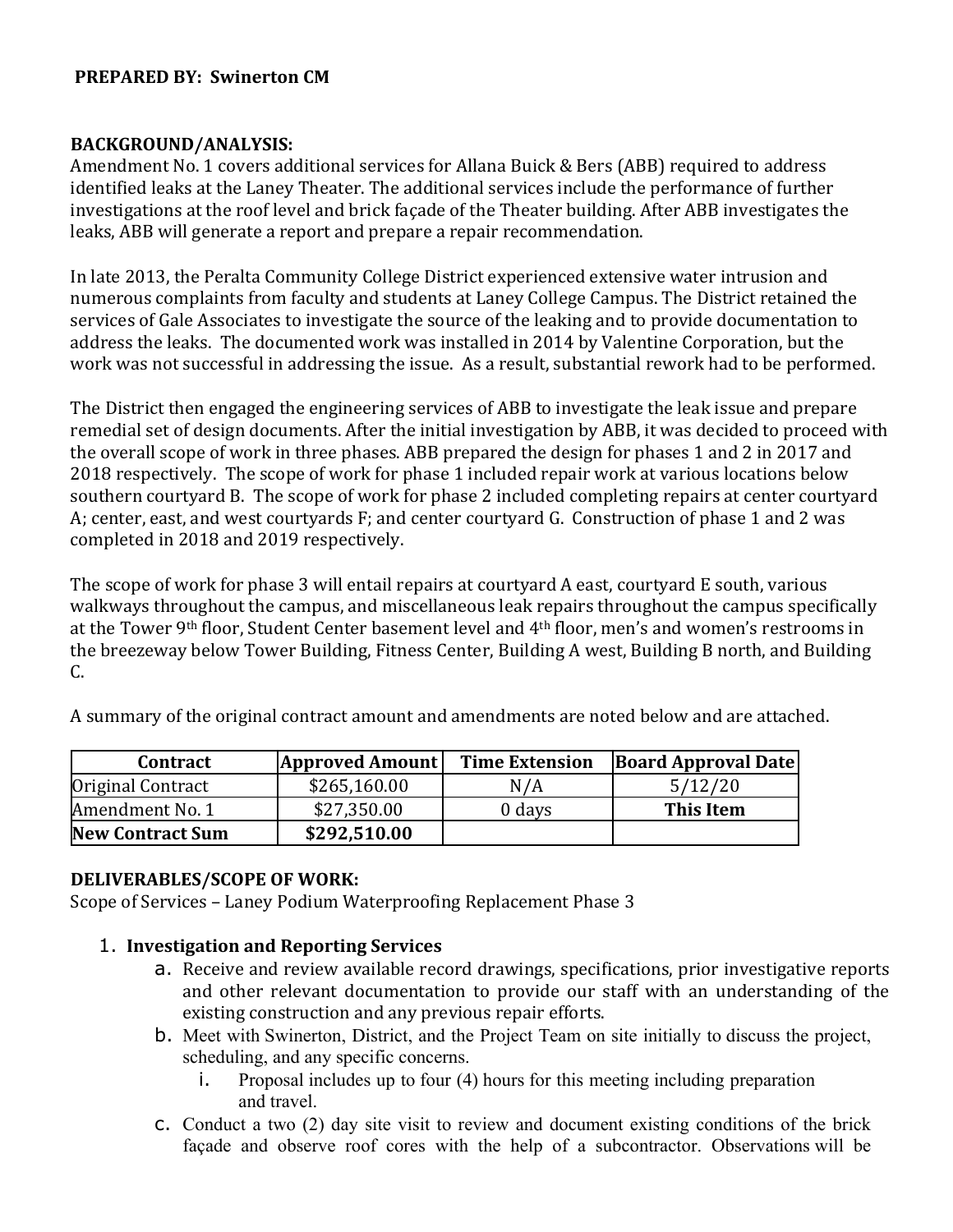**PREPARED BY: Swinerton CM**

**BACKGROUND/ANALYSIS:**

Amendment No. 1 covers additional services for Allana Buick & Bers (ABB) required to address identified leaks at the Laney Theater. The additional services include the performance of further investigations at the roof level and brick façade of the Theater building. After ABB investigates the leaks, ABB will generate a report and prepare a repair recommendation.

In late 2013, the Peralta Community College District experienced extensive water intrusion and numerous complaints from faculty and students at Laney College Campus. The District retained the services of Gale Associates to investigate the source of the leaking and to provide documentation to address the leaks. The documented work was installed in 2014 by Valentine Corporation, but the work was not successful in addressing the issue. As a result, substantial rework had to be performed.

The District then engaged the engineering services of ABB to investigate the leak issue and prepare remedial set of design documents. After the initial investigation by ABB, it was decided to proceed with the overall scope of work in three phases. ABB prepared the design for phases 1 and 2 in 2017 and 2018 respectively. The scope of work for phase 1 included repair work at various locations below southern courtyard B. The scope of work for phase 2 included completing repairs at center courtyard A; center, east, and west courtyards F; and center courtyard G. Construction of phase 1 and 2 was completed in 2018 and 2019 respectively.

The scope of work for phase 3 will entail repairs at courtyard A east, courtyard E south, various walkways throughout the campus, and miscellaneous leak repairs throughout the campus specifically at the Tower 9th floor, Student Center basement level and 4th floor, men's and women's restrooms in the breezeway below Tower Building, Fitness Center, Building A west, Building B north, and Building C.

A summary of the original contract amount and amendments are noted below and are attached.

| Contract | Approved Amount | Time Extension | Board Approval Date |
|---|---|---|---|
| Original Contract | $265,160.00 | N/A | 5/12/20 |
| Amendment No. 1 | $27,350.00 | 0 days | **This Item** |
| **New Contract Sum** | **$292,510.00** | | |

**DELIVERABLES/SCOPE OF WORK:**

Scope of Services – Laney Podium Waterproofing Replacement Phase 3

1. **Investigation and Reporting Services**
   a. Receive and review available record drawings, specifications, prior investigative reports and other relevant documentation to provide our staff with an understanding of the existing construction and any previous repair efforts.
   b. Meet with Swinerton, District, and the Project Team on site initially to discuss the project, scheduling, and any specific concerns.
      i. Proposal includes up to four (4) hours for this meeting including preparation and travel.
   c. Conduct a two (2) day site visit to review and document existing conditions of the brick façade and observe roof cores with the help of a subcontractor. Observations will be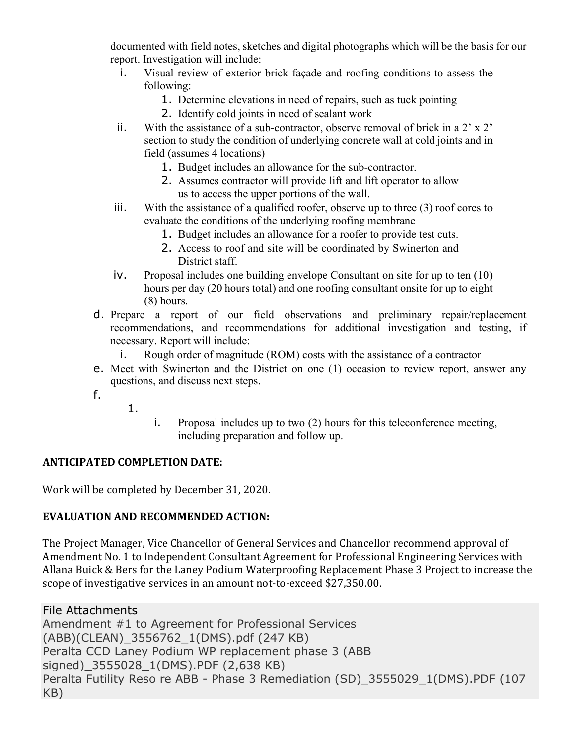documented with field notes, sketches and digital photographs which will be the basis for our report. Investigation will include:

i. Visual review of exterior brick façade and roofing conditions to assess the following:
   1. Determine elevations in need of repairs, such as tuck pointing
   2. Identify cold joints in need of sealant work

ii. With the assistance of a sub-contractor, observe removal of brick in a 2' x 2' section to study the condition of underlying concrete wall at cold joints and in field (assumes 4 locations)
   1. Budget includes an allowance for the sub-contractor.
   2. Assumes contractor will provide lift and lift operator to allow us to access the upper portions of the wall.

iii. With the assistance of a qualified roofer, observe up to three (3) roof cores to evaluate the conditions of the underlying roofing membrane
   1. Budget includes an allowance for a roofer to provide test cuts.
   2. Access to roof and site will be coordinated by Swinerton and District staff.

iv. Proposal includes one building envelope Consultant on site for up to ten (10) hours per day (20 hours total) and one roofing consultant onsite for up to eight (8) hours.

d. Prepare a report of our field observations and preliminary repair/replacement recommendations, and recommendations for additional investigation and testing, if necessary. Report will include:

   i. Rough order of magnitude (ROM) costs with the assistance of a contractor

e. Meet with Swinerton and the District on one (1) occasion to review report, answer any questions, and discuss next steps.

f.

   1.

      i. Proposal includes up to two (2) hours for this teleconference meeting, including preparation and follow up.

**ANTICIPATED COMPLETION DATE:**

Work will be completed by December 31, 2020.

**EVALUATION AND RECOMMENDED ACTION:**

The Project Manager, Vice Chancellor of General Services and Chancellor recommend approval of Amendment No. 1 to Independent Consultant Agreement for Professional Engineering Services with Allana Buick & Bers for the Laney Podium Waterproofing Replacement Phase 3 Project to increase the scope of investigative services in an amount not-to-exceed $27,350.00.

File Attachments

Amendment #1 to Agreement for Professional Services (ABB)(CLEAN)_3556762_1(DMS).pdf (247 KB)

Peralta CCD Laney Podium WP replacement phase 3 (ABB signed)_3555028_1(DMS).PDF (2,638 KB)

Peralta Futility Reso re ABB - Phase 3 Remediation (SD)_3555029_1(DMS).PDF (107 KB)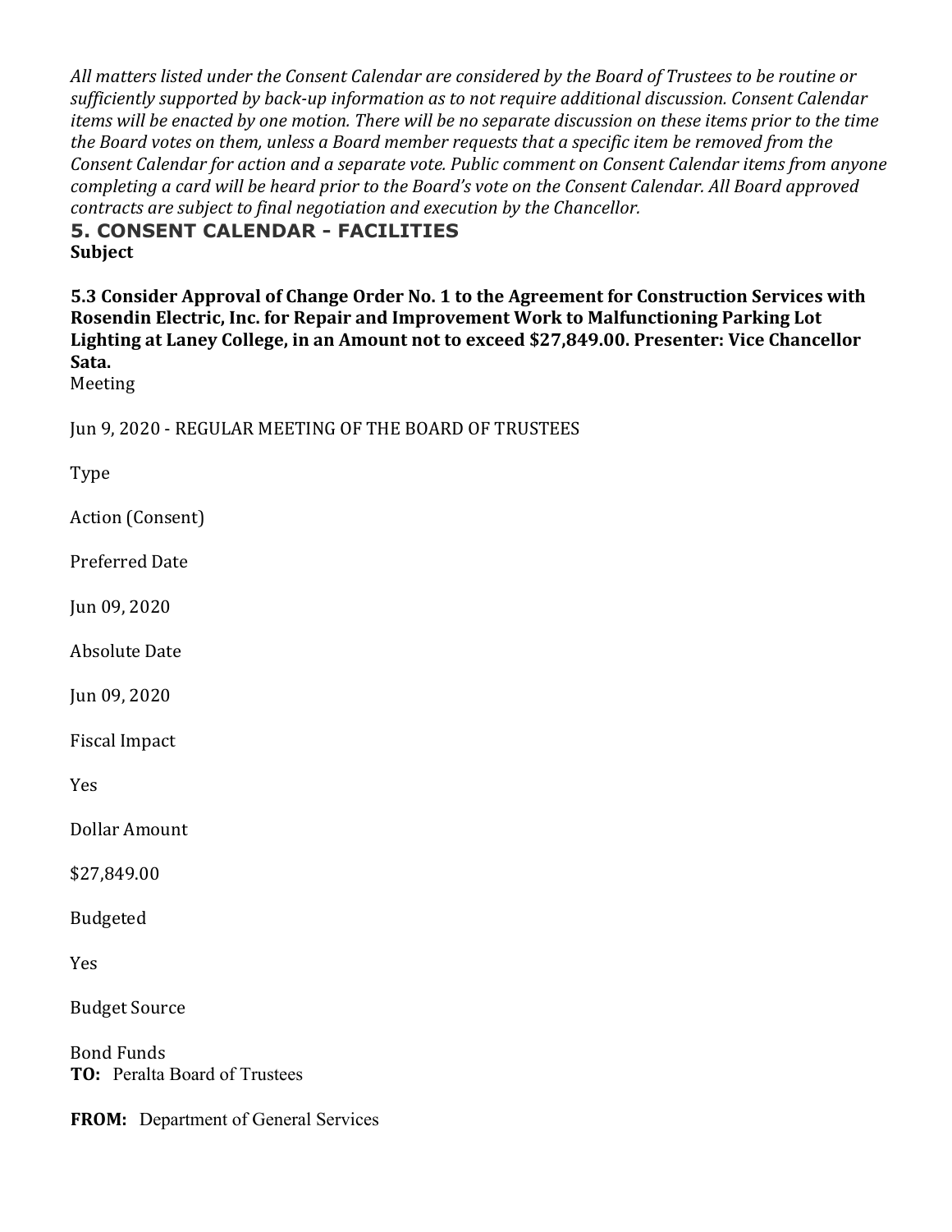*All matters listed under the Consent Calendar are considered by the Board of Trustees to be routine or sufficiently supported by back-up information as to not require additional discussion. Consent Calendar items will be enacted by one motion. There will be no separate discussion on these items prior to the time the Board votes on them, unless a Board member requests that a specific item be removed from the Consent Calendar for action and a separate vote. Public comment on Consent Calendar items from anyone completing a card will be heard prior to the Board's vote on the Consent Calendar. All Board approved contracts are subject to final negotiation and execution by the Chancellor.*

## 5. CONSENT CALENDAR - FACILITIES

**Subject**

**5.3 Consider Approval of Change Order No. 1 to the Agreement for Construction Services with Rosendin Electric, Inc. for Repair and Improvement Work to Malfunctioning Parking Lot Lighting at Laney College, in an Amount not to exceed $27,849.00. Presenter: Vice Chancellor Sata.**

Meeting

Jun 9, 2020 - REGULAR MEETING OF THE BOARD OF TRUSTEES

Type

Action (Consent)

Preferred Date

Jun 09, 2020

Absolute Date

Jun 09, 2020

Fiscal Impact

Yes

Dollar Amount

$27,849.00

Budgeted

Yes

Budget Source

Bond Funds

**TO:** Peralta Board of Trustees

**FROM:** Department of General Services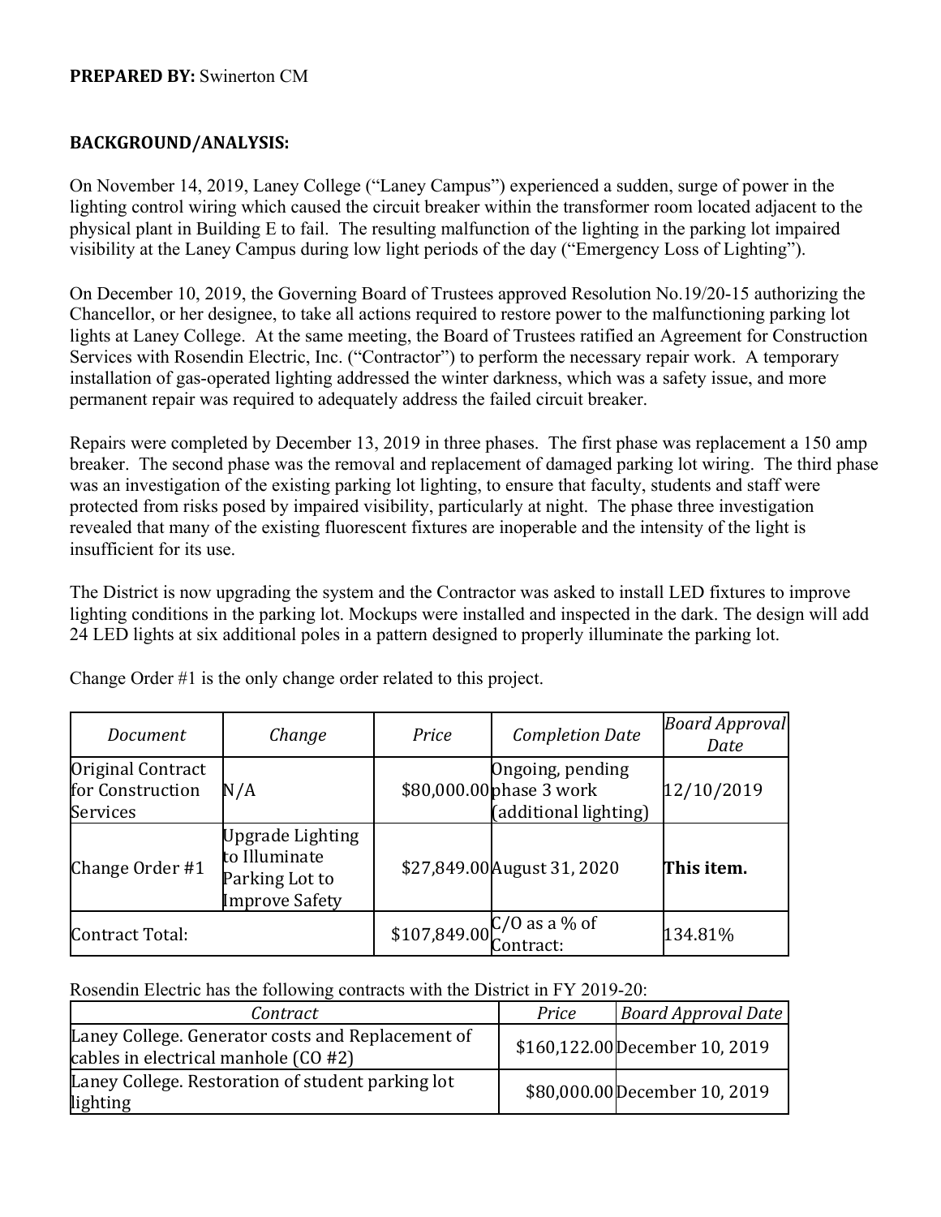**PREPARED BY:** Swinerton CM

**BACKGROUND/ANALYSIS:**

On November 14, 2019, Laney College ("Laney Campus") experienced a sudden, surge of power in the lighting control wiring which caused the circuit breaker within the transformer room located adjacent to the physical plant in Building E to fail. The resulting malfunction of the lighting in the parking lot impaired visibility at the Laney Campus during low light periods of the day ("Emergency Loss of Lighting").

On December 10, 2019, the Governing Board of Trustees approved Resolution No.19/20-15 authorizing the Chancellor, or her designee, to take all actions required to restore power to the malfunctioning parking lot lights at Laney College. At the same meeting, the Board of Trustees ratified an Agreement for Construction Services with Rosendin Electric, Inc. ("Contractor") to perform the necessary repair work. A temporary installation of gas-operated lighting addressed the winter darkness, which was a safety issue, and more permanent repair was required to adequately address the failed circuit breaker.

Repairs were completed by December 13, 2019 in three phases. The first phase was replacement a 150 amp breaker. The second phase was the removal and replacement of damaged parking lot wiring. The third phase was an investigation of the existing parking lot lighting, to ensure that faculty, students and staff were protected from risks posed by impaired visibility, particularly at night. The phase three investigation revealed that many of the existing fluorescent fixtures are inoperable and the intensity of the light is insufficient for its use.

The District is now upgrading the system and the Contractor was asked to install LED fixtures to improve lighting conditions in the parking lot. Mockups were installed and inspected in the dark. The design will add 24 LED lights at six additional poles in a pattern designed to properly illuminate the parking lot.

Change Order #1 is the only change order related to this project.

| *Document* | *Change* | *Price* | *Completion Date* | *Board Approval Date* |
|---|---|---|---|---|
| Original Contract for Construction Services | N/A | $80,000.00 | Ongoing, pending phase 3 work (additional lighting) | 12/10/2019 |
| Change Order #1 | Upgrade Lighting to Illuminate Parking Lot to Improve Safety | $27,849.00 | August 31, 2020 | **This item.** |
| Contract Total: | | $107,849.00 | C/O as a % of Contract: | 134.81% |

Rosendin Electric has the following contracts with the District in FY 2019-20:

| *Contract* | *Price* | *Board Approval Date* |
|---|---|---|
| Laney College. Generator costs and Replacement of cables in electrical manhole (CO #2) | $160,122.00 | December 10, 2019 |
| Laney College. Restoration of student parking lot lighting | $80,000.00 | December 10, 2019 |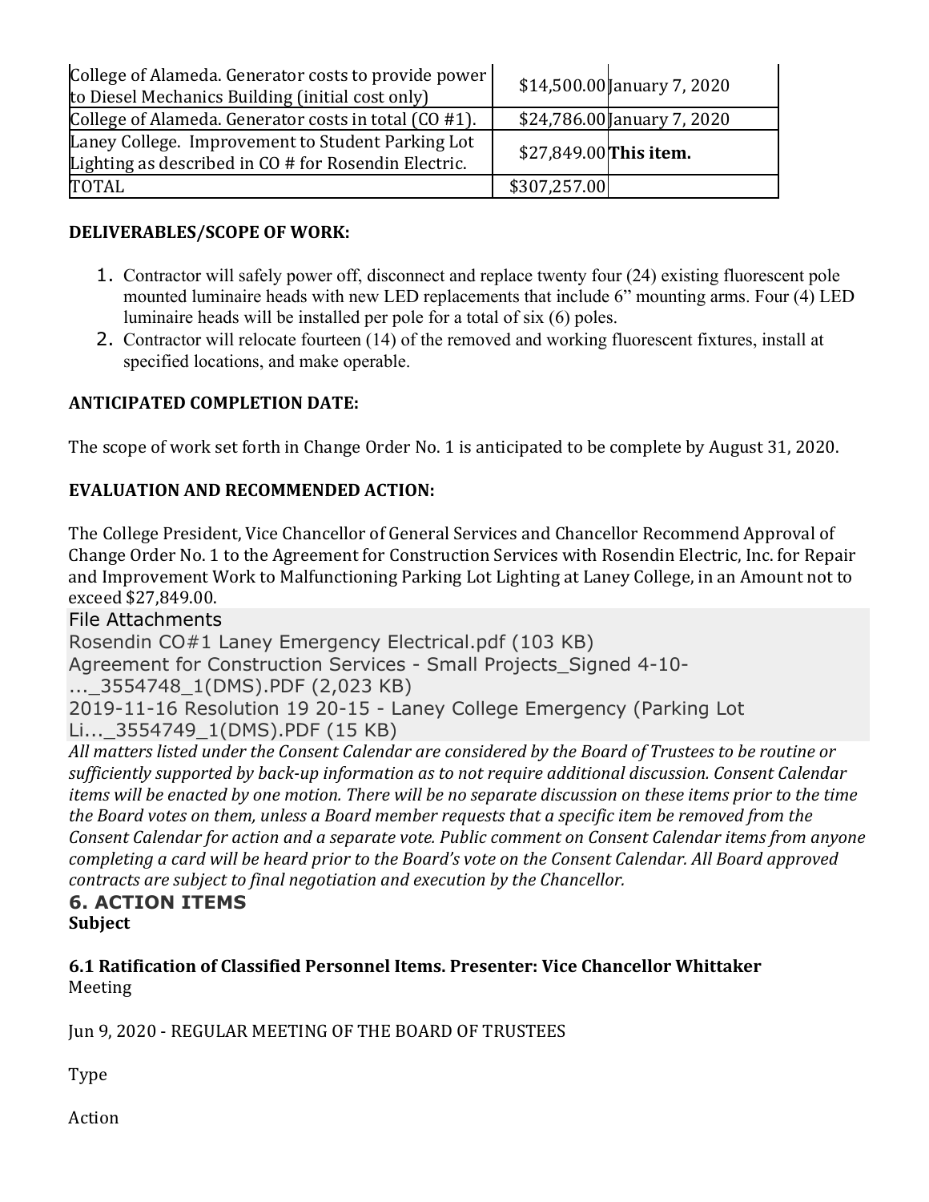| | | |
|---|---|---|
| College of Alameda. Generator costs to provide power to Diesel Mechanics Building (initial cost only) | $14,500.00 | January 7, 2020 |
| College of Alameda. Generator costs in total (CO #1). | $24,786.00 | January 7, 2020 |
| Laney College. Improvement to Student Parking Lot Lighting as described in CO # for Rosendin Electric. | $27,849.00 | **This item.** |
| TOTAL | $307,257.00 | |

**DELIVERABLES/SCOPE OF WORK:**

1. Contractor will safely power off, disconnect and replace twenty four (24) existing fluorescent pole mounted luminaire heads with new LED replacements that include 6" mounting arms. Four (4) LED luminaire heads will be installed per pole for a total of six (6) poles.
2. Contractor will relocate fourteen (14) of the removed and working fluorescent fixtures, install at specified locations, and make operable.

**ANTICIPATED COMPLETION DATE:**

The scope of work set forth in Change Order No. 1 is anticipated to be complete by August 31, 2020.

**EVALUATION AND RECOMMENDED ACTION:**

The College President, Vice Chancellor of General Services and Chancellor Recommend Approval of Change Order No. 1 to the Agreement for Construction Services with Rosendin Electric, Inc. for Repair and Improvement Work to Malfunctioning Parking Lot Lighting at Laney College, in an Amount not to exceed $27,849.00.

File Attachments

Rosendin CO#1 Laney Emergency Electrical.pdf (103 KB)

Agreement for Construction Services - Small Projects_Signed 4-10-..._3554748_1(DMS).PDF (2,023 KB)

2019-11-16 Resolution 19 20-15 - Laney College Emergency (Parking Lot Li..._3554749_1(DMS).PDF (15 KB)

*All matters listed under the Consent Calendar are considered by the Board of Trustees to be routine or sufficiently supported by back-up information as to not require additional discussion. Consent Calendar items will be enacted by one motion. There will be no separate discussion on these items prior to the time the Board votes on them, unless a Board member requests that a specific item be removed from the Consent Calendar for action and a separate vote. Public comment on Consent Calendar items from anyone completing a card will be heard prior to the Board's vote on the Consent Calendar. All Board approved contracts are subject to final negotiation and execution by the Chancellor.*

## 6. ACTION ITEMS

**Subject**

**6.1 Ratification of Classified Personnel Items. Presenter: Vice Chancellor Whittaker**

Meeting

Jun 9, 2020 - REGULAR MEETING OF THE BOARD OF TRUSTEES

Type

Action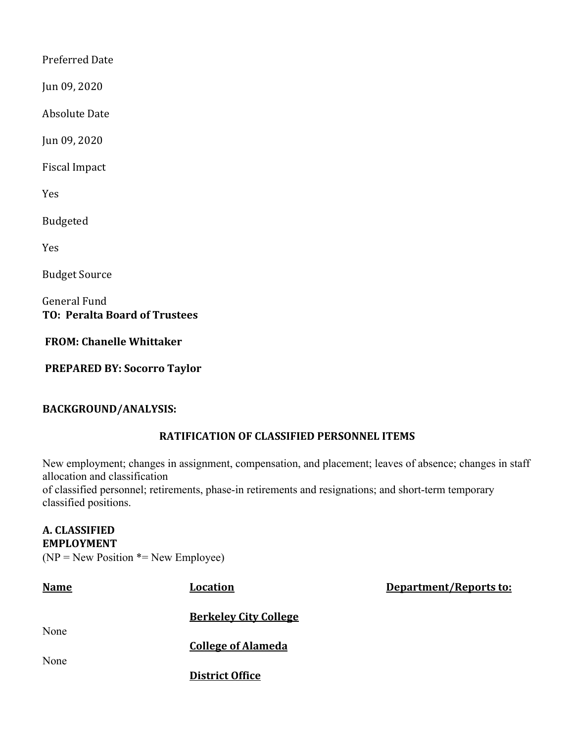Preferred Date

Jun 09, 2020

Absolute Date

Jun 09, 2020

Fiscal Impact

Yes

Budgeted

Yes

Budget Source

General Fund

**TO: Peralta Board of Trustees**

**FROM: Chanelle Whittaker**

**PREPARED BY: Socorro Taylor**

**BACKGROUND/ANALYSIS:**

**RATIFICATION OF CLASSIFIED PERSONNEL ITEMS**

New employment; changes in assignment, compensation, and placement; leaves of absence; changes in staff allocation and classification of classified personnel; retirements, phase-in retirements and resignations; and short-term temporary classified positions.

**A. CLASSIFIED EMPLOYMENT**
(NP = New Position *= New Employee)

| Name | Location | Department/Reports to: |
| --- | --- | --- |
| | **Berkeley City College** | |
| None | | |
| | **College of Alameda** | |
| None | | |
| | **District Office** | |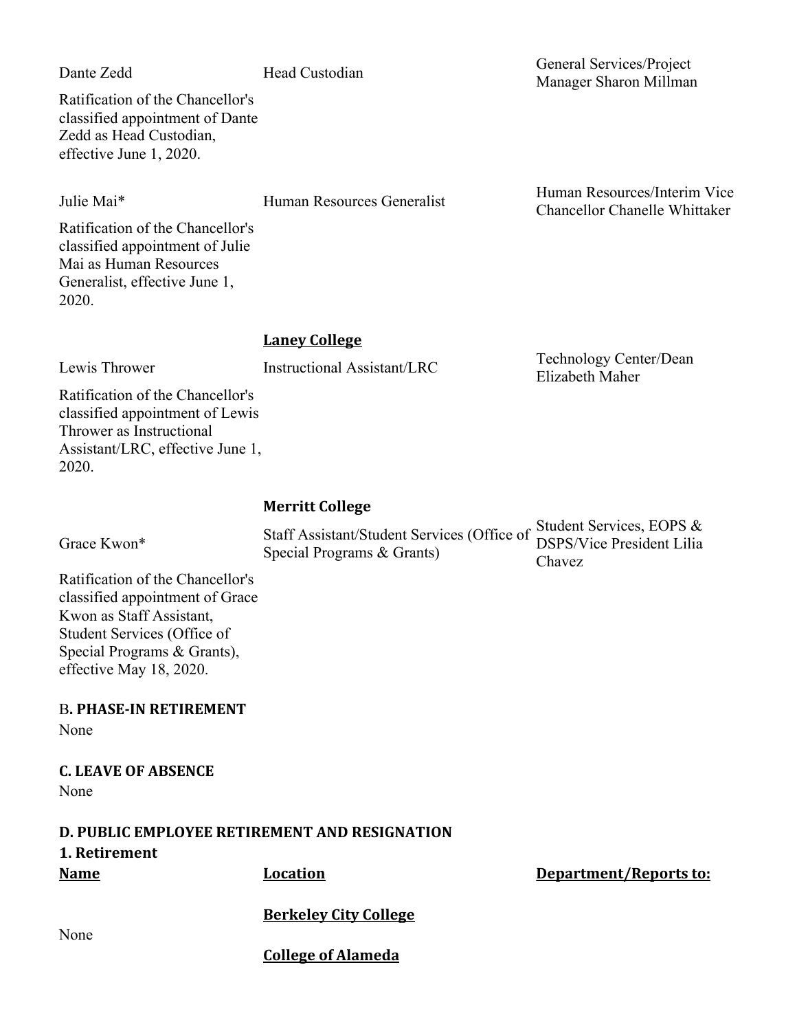| | | |
|---|---|---|
| Dante Zedd | Head Custodian | General Services/Project Manager Sharon Millman |
| Ratification of the Chancellor's classified appointment of Dante Zedd as Head Custodian, effective June 1, 2020. | | |
| Julie Mai* | Human Resources Generalist | Human Resources/Interim Vice Chancellor Chanelle Whittaker |
| Ratification of the Chancellor's classified appointment of Julie Mai as Human Resources Generalist, effective June 1, 2020. | | |
| | **Laney College** | |
| Lewis Thrower | Instructional Assistant/LRC | Technology Center/Dean Elizabeth Maher |
| Ratification of the Chancellor's classified appointment of Lewis Thrower as Instructional Assistant/LRC, effective June 1, 2020. | | |
| | **Merritt College** | |
| Grace Kwon* | Staff Assistant/Student Services (Office of Special Programs & Grants) | Student Services, EOPS & DSPS/Vice President Lilia Chavez |
| Ratification of the Chancellor's classified appointment of Grace Kwon as Staff Assistant, Student Services (Office of Special Programs & Grants), effective May 18, 2020. | | |

B**. PHASE-IN RETIREMENT**

None

**C. LEAVE OF ABSENCE**

None

**D. PUBLIC EMPLOYEE RETIREMENT AND RESIGNATION**

**1. Retirement**

| Name | Location | Department/Reports to: |
|---|---|---|
| | **Berkeley City College** | |
| None | | |
| | **College of Alameda** | |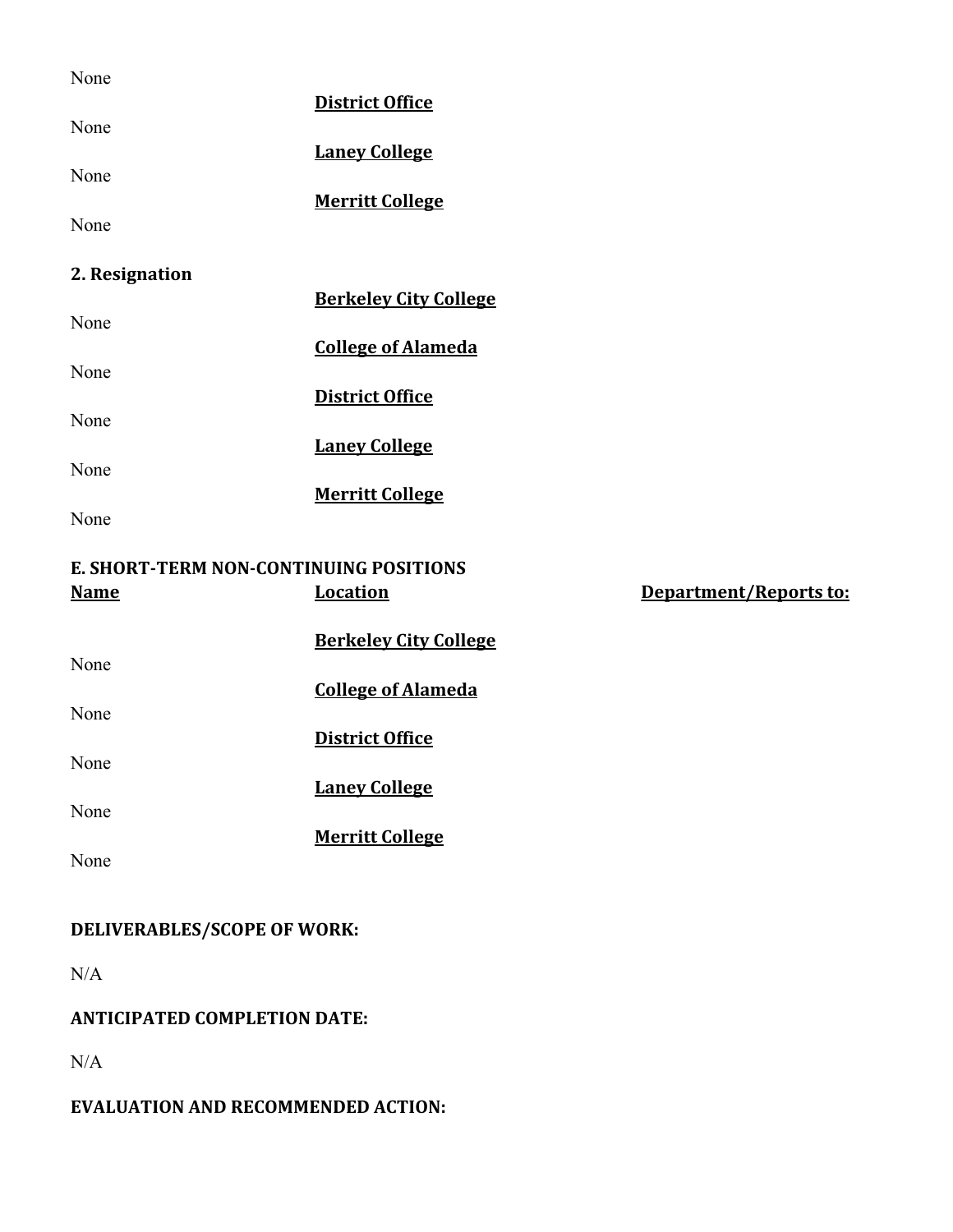None

**District Office**

None

**Laney College**

None

**Merritt College**

None

**2. Resignation**

**Berkeley City College**

None

**College of Alameda**

None

**District Office**

None

**Laney College**

None

**Merritt College**

None

**E. SHORT-TERM NON-CONTINUING POSITIONS**

| Name | Location | Department/Reports to: |
|---|---|---|
| | **Berkeley City College** | |
| None | | |
| | **College of Alameda** | |
| None | | |
| | **District Office** | |
| None | | |
| | **Laney College** | |
| None | | |
| | **Merritt College** | |
| None | | |

**DELIVERABLES/SCOPE OF WORK:**

N/A

**ANTICIPATED COMPLETION DATE:**

N/A

**EVALUATION AND RECOMMENDED ACTION:**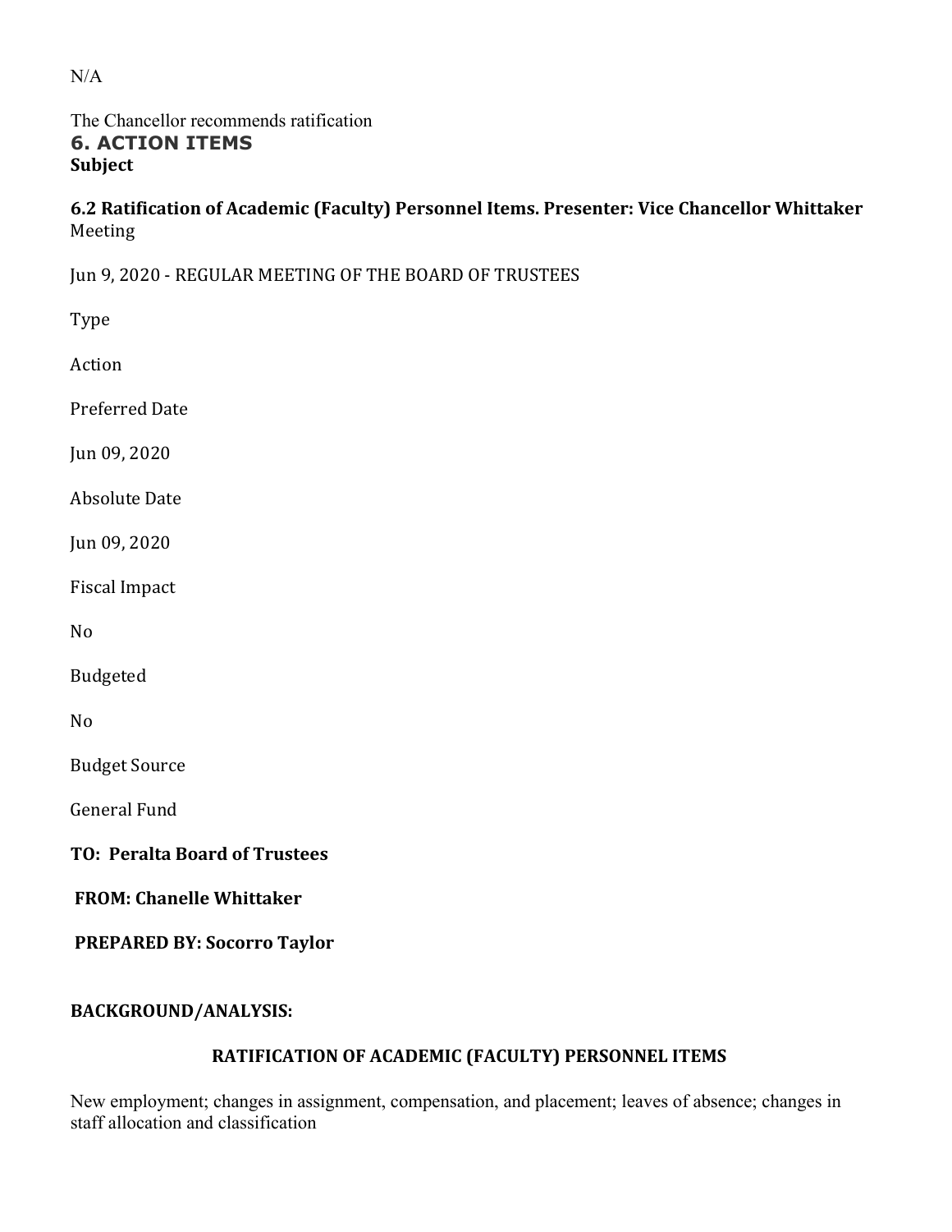N/A

The Chancellor recommends ratification

## 6. ACTION ITEMS

**Subject**

**6.2 Ratification of Academic (Faculty) Personnel Items. Presenter: Vice Chancellor Whittaker**

Meeting

Jun 9, 2020 - REGULAR MEETING OF THE BOARD OF TRUSTEES

Type

Action

Preferred Date

Jun 09, 2020

Absolute Date

Jun 09, 2020

Fiscal Impact

No

Budgeted

No

Budget Source

General Fund

**TO: Peralta Board of Trustees**

**FROM: Chanelle Whittaker**

**PREPARED BY: Socorro Taylor**

**BACKGROUND/ANALYSIS:**

**RATIFICATION OF ACADEMIC (FACULTY) PERSONNEL ITEMS**

New employment; changes in assignment, compensation, and placement; leaves of absence; changes in staff allocation and classification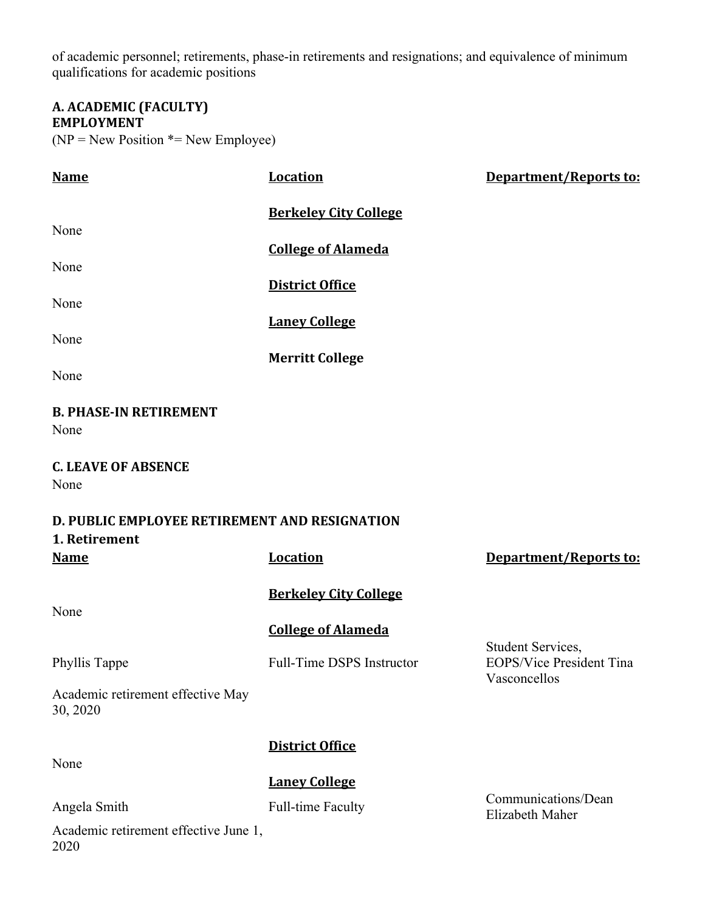of academic personnel; retirements, phase-in retirements and resignations; and equivalence of minimum qualifications for academic positions

### A. ACADEMIC (FACULTY) EMPLOYMENT

(NP = New Position *= New Employee)

| Name | Location | Department/Reports to: |
|---|---|---|
| | **Berkeley City College** | |
| None | | |
| | **College of Alameda** | |
| None | | |
| | **District Office** | |
| None | | |
| | **Laney College** | |
| None | | |
| | **Merritt College** | |
| None | | |

### B. PHASE-IN RETIREMENT

None

### C. LEAVE OF ABSENCE

None

### D. PUBLIC EMPLOYEE RETIREMENT AND RESIGNATION

#### 1. Retirement

| Name | Location | Department/Reports to: |
|---|---|---|
| | **Berkeley City College** | |
| None | | |
| | **College of Alameda** | |
| Phyllis Tappe | Full-Time DSPS Instructor | Student Services, EOPS/Vice President Tina Vasconcellos |
| Academic retirement effective May 30, 2020 | | |
| | **District Office** | |
| None | | |
| | **Laney College** | |
| Angela Smith | Full-time Faculty | Communications/Dean Elizabeth Maher |
| Academic retirement effective June 1, 2020 | | |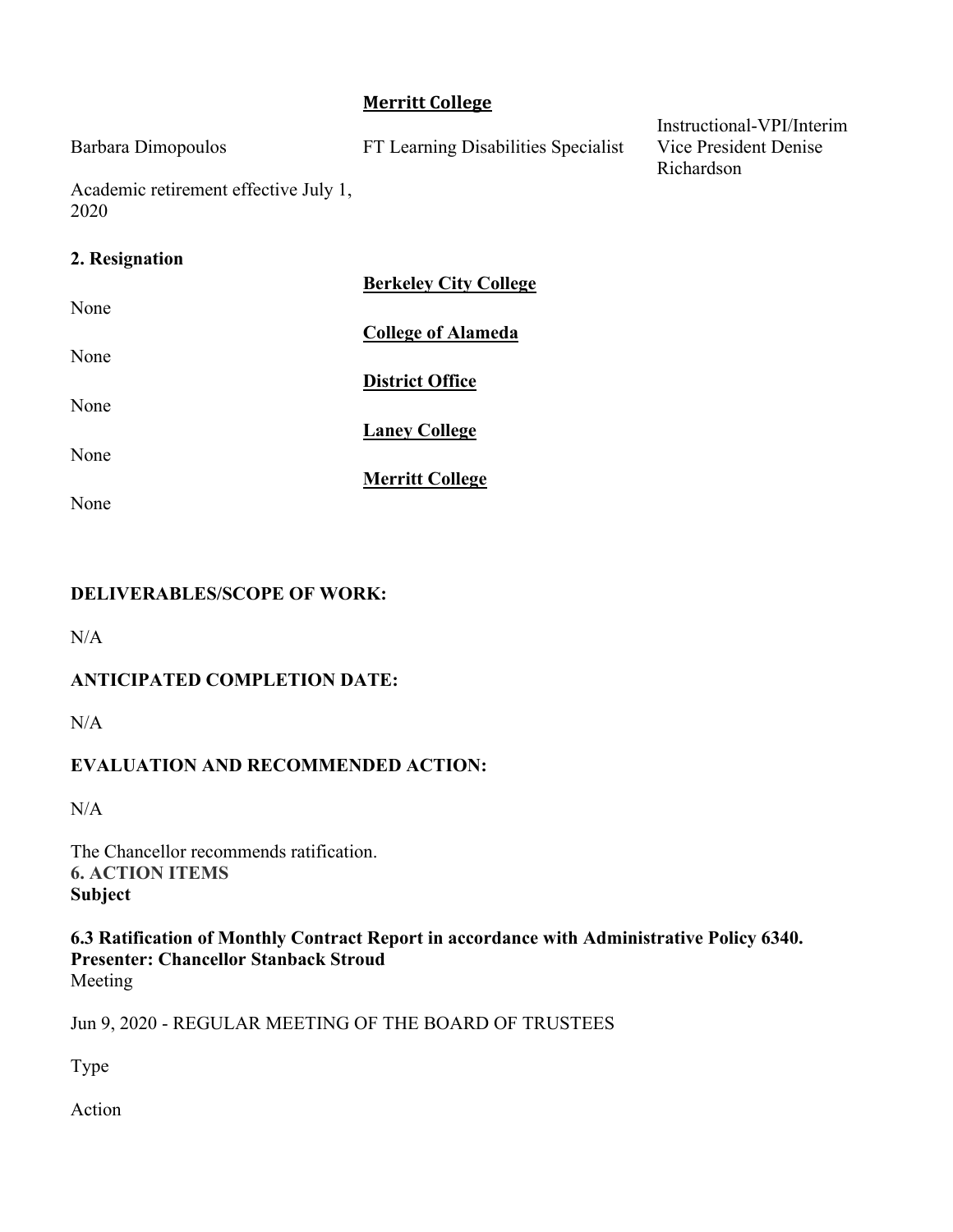**Merritt College**

| | | |
|---|---|---|
| Barbara Dimopoulos | FT Learning Disabilities Specialist | Instructional-VPI/Interim Vice President Denise Richardson |
| Academic retirement effective July 1, 2020 | | |

**2. Resignation**

**Berkeley City College**

None

**College of Alameda**

None

**District Office**

None

**Laney College**

None

**Merritt College**

None

**DELIVERABLES/SCOPE OF WORK:**

N/A

**ANTICIPATED COMPLETION DATE:**

N/A

**EVALUATION AND RECOMMENDED ACTION:**

N/A

The Chancellor recommends ratification.

**6. ACTION ITEMS**

**Subject**

**6.3 Ratification of Monthly Contract Report in accordance with Administrative Policy 6340.**
**Presenter: Chancellor Stanback Stroud**

Meeting

Jun 9, 2020 - REGULAR MEETING OF THE BOARD OF TRUSTEES

Type

Action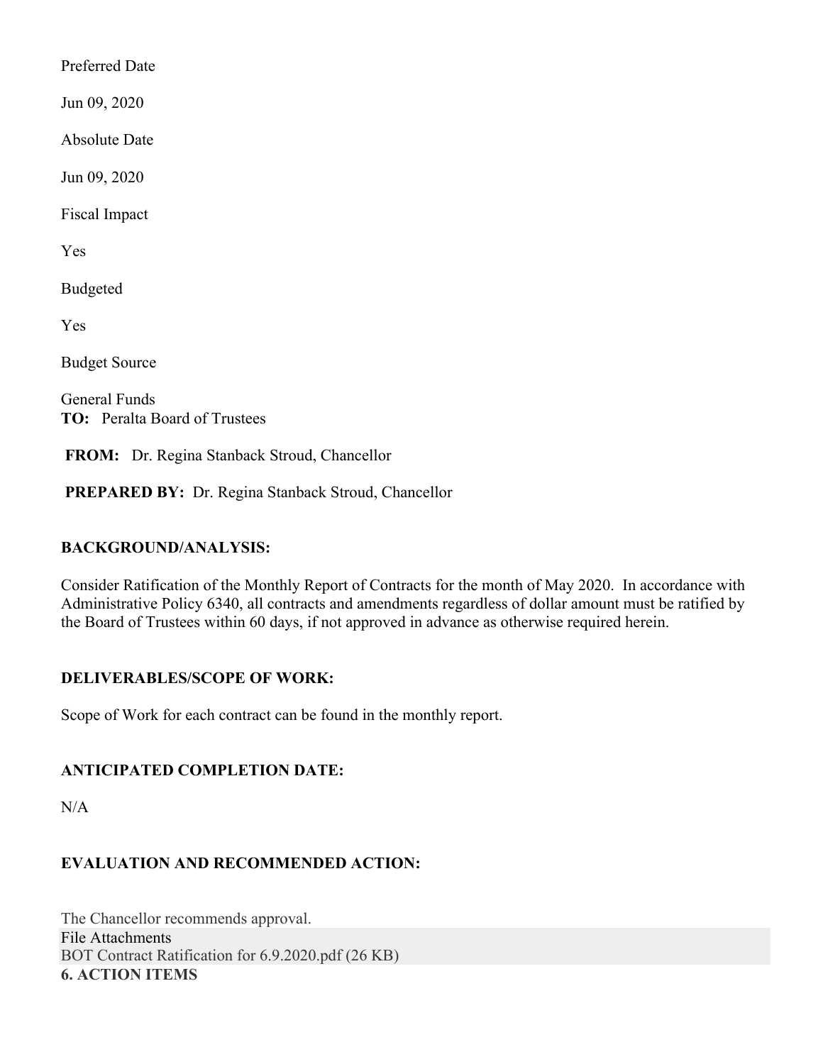Preferred Date

Jun 09, 2020

Absolute Date

Jun 09, 2020

Fiscal Impact

Yes

Budgeted

Yes

Budget Source

General Funds

**TO:** Peralta Board of Trustees

**FROM:** Dr. Regina Stanback Stroud, Chancellor

**PREPARED BY:** Dr. Regina Stanback Stroud, Chancellor

**BACKGROUND/ANALYSIS:**

Consider Ratification of the Monthly Report of Contracts for the month of May 2020. In accordance with Administrative Policy 6340, all contracts and amendments regardless of dollar amount must be ratified by the Board of Trustees within 60 days, if not approved in advance as otherwise required herein.

**DELIVERABLES/SCOPE OF WORK:**

Scope of Work for each contract can be found in the monthly report.

**ANTICIPATED COMPLETION DATE:**

N/A

**EVALUATION AND RECOMMENDED ACTION:**

The Chancellor recommends approval.

File Attachments

BOT Contract Ratification for 6.9.2020.pdf (26 KB)

**6. ACTION ITEMS**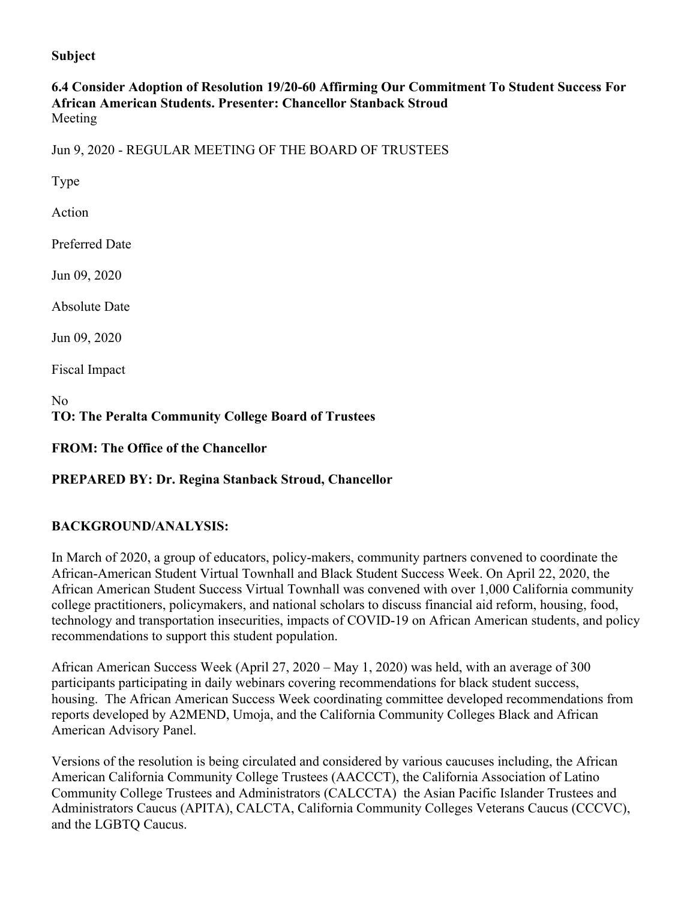**Subject**

**6.4 Consider Adoption of Resolution 19/20-60 Affirming Our Commitment To Student Success For African American Students. Presenter: Chancellor Stanback Stroud**

Meeting

Jun 9, 2020 - REGULAR MEETING OF THE BOARD OF TRUSTEES

Type

Action

Preferred Date

Jun 09, 2020

Absolute Date

Jun 09, 2020

Fiscal Impact

No

**TO: The Peralta Community College Board of Trustees**

**FROM: The Office of the Chancellor**

**PREPARED BY: Dr. Regina Stanback Stroud, Chancellor**

**BACKGROUND/ANALYSIS:**

In March of 2020, a group of educators, policy-makers, community partners convened to coordinate the African-American Student Virtual Townhall and Black Student Success Week. On April 22, 2020, the African American Student Success Virtual Townhall was convened with over 1,000 California community college practitioners, policymakers, and national scholars to discuss financial aid reform, housing, food, technology and transportation insecurities, impacts of COVID-19 on African American students, and policy recommendations to support this student population.

African American Success Week (April 27, 2020 – May 1, 2020) was held, with an average of 300 participants participating in daily webinars covering recommendations for black student success, housing. The African American Success Week coordinating committee developed recommendations from reports developed by A2MEND, Umoja, and the California Community Colleges Black and African American Advisory Panel.

Versions of the resolution is being circulated and considered by various caucuses including, the African American California Community College Trustees (AACCCT), the California Association of Latino Community College Trustees and Administrators (CALCCTA) the Asian Pacific Islander Trustees and Administrators Caucus (APITA), CALCTA, California Community Colleges Veterans Caucus (CCCVC), and the LGBTQ Caucus.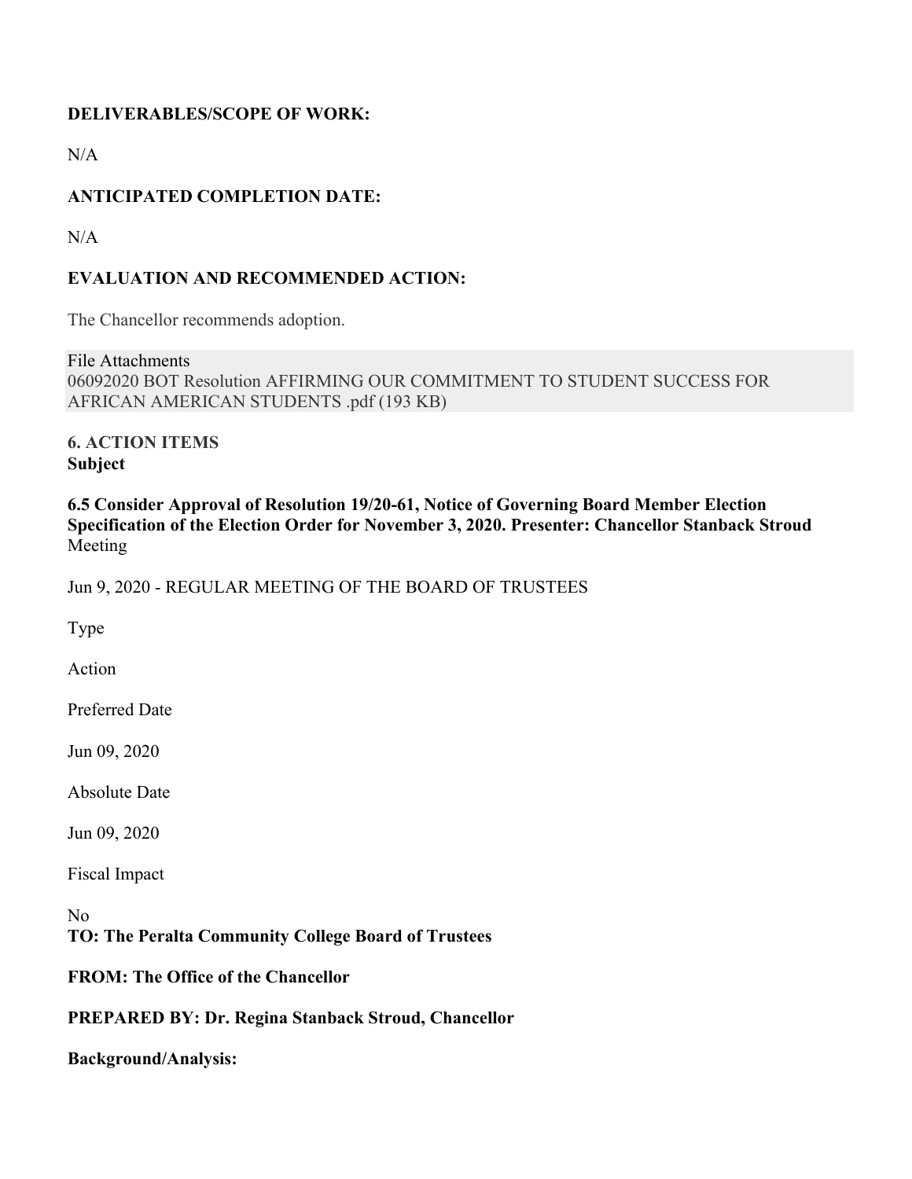**DELIVERABLES/SCOPE OF WORK:**

N/A

**ANTICIPATED COMPLETION DATE:**

N/A

**EVALUATION AND RECOMMENDED ACTION:**

The Chancellor recommends adoption.

File Attachments
06092020 BOT Resolution AFFIRMING OUR COMMITMENT TO STUDENT SUCCESS FOR AFRICAN AMERICAN STUDENTS .pdf (193 KB)

**6. ACTION ITEMS**
**Subject**

**6.5 Consider Approval of Resolution 19/20-61, Notice of Governing Board Member Election Specification of the Election Order for November 3, 2020. Presenter: Chancellor Stanback Stroud**
Meeting

Jun 9, 2020 - REGULAR MEETING OF THE BOARD OF TRUSTEES

Type

Action

Preferred Date

Jun 09, 2020

Absolute Date

Jun 09, 2020

Fiscal Impact

No
**TO: The Peralta Community College Board of Trustees**

**FROM: The Office of the Chancellor**

**PREPARED BY: Dr. Regina Stanback Stroud, Chancellor**

**Background/Analysis:**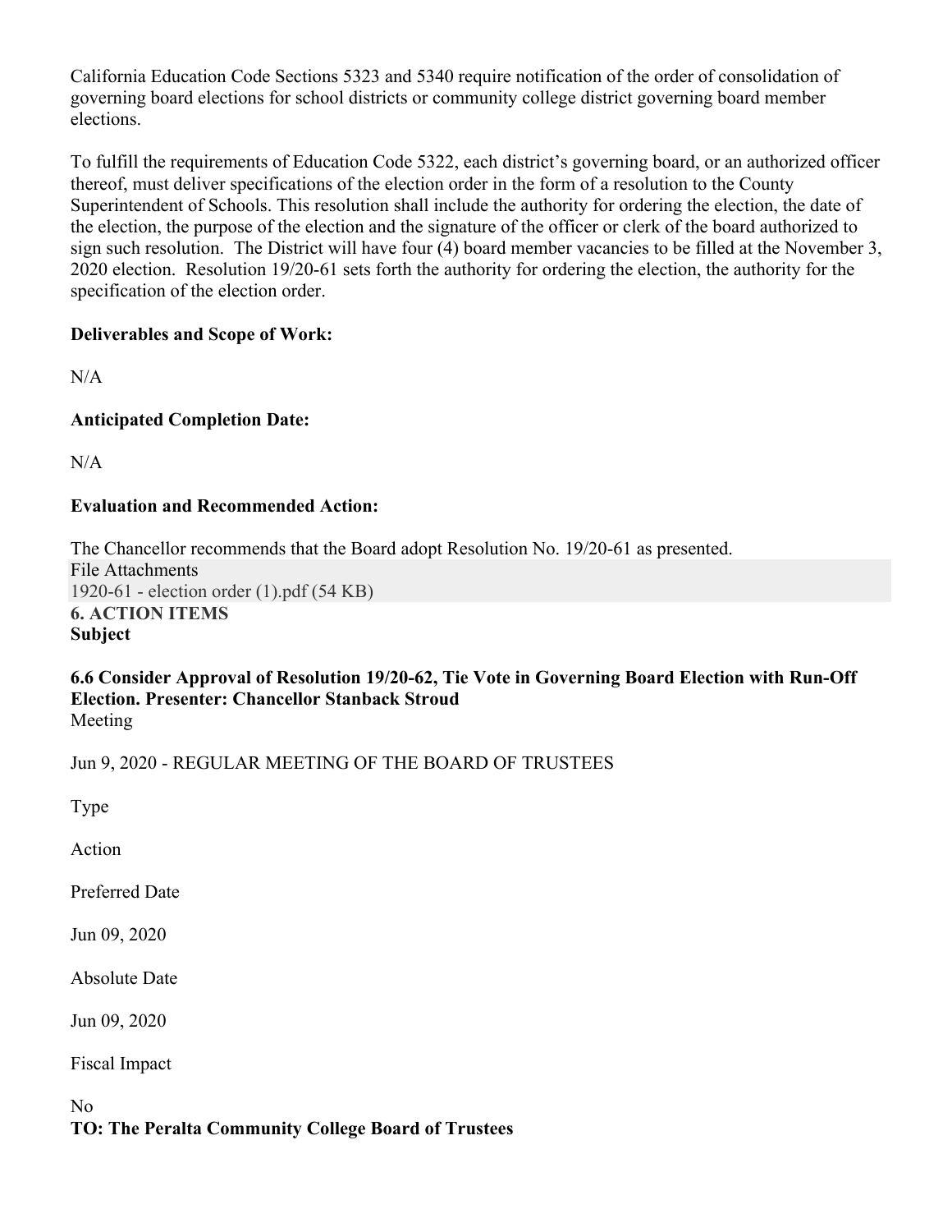California Education Code Sections 5323 and 5340 require notification of the order of consolidation of governing board elections for school districts or community college district governing board member elections.

To fulfill the requirements of Education Code 5322, each district's governing board, or an authorized officer thereof, must deliver specifications of the election order in the form of a resolution to the County Superintendent of Schools. This resolution shall include the authority for ordering the election, the date of the election, the purpose of the election and the signature of the officer or clerk of the board authorized to sign such resolution. The District will have four (4) board member vacancies to be filled at the November 3, 2020 election. Resolution 19/20-61 sets forth the authority for ordering the election, the authority for the specification of the election order.

**Deliverables and Scope of Work:**

N/A

**Anticipated Completion Date:**

N/A

**Evaluation and Recommended Action:**

The Chancellor recommends that the Board adopt Resolution No. 19/20-61 as presented.

File Attachments

1920-61 - election order (1).pdf (54 KB)

**6. ACTION ITEMS**

**Subject**

**6.6 Consider Approval of Resolution 19/20-62, Tie Vote in Governing Board Election with Run-Off Election. Presenter: Chancellor Stanback Stroud**

Meeting

Jun 9, 2020 - REGULAR MEETING OF THE BOARD OF TRUSTEES

Type

Action

Preferred Date

Jun 09, 2020

Absolute Date

Jun 09, 2020

Fiscal Impact

No

**TO: The Peralta Community College Board of Trustees**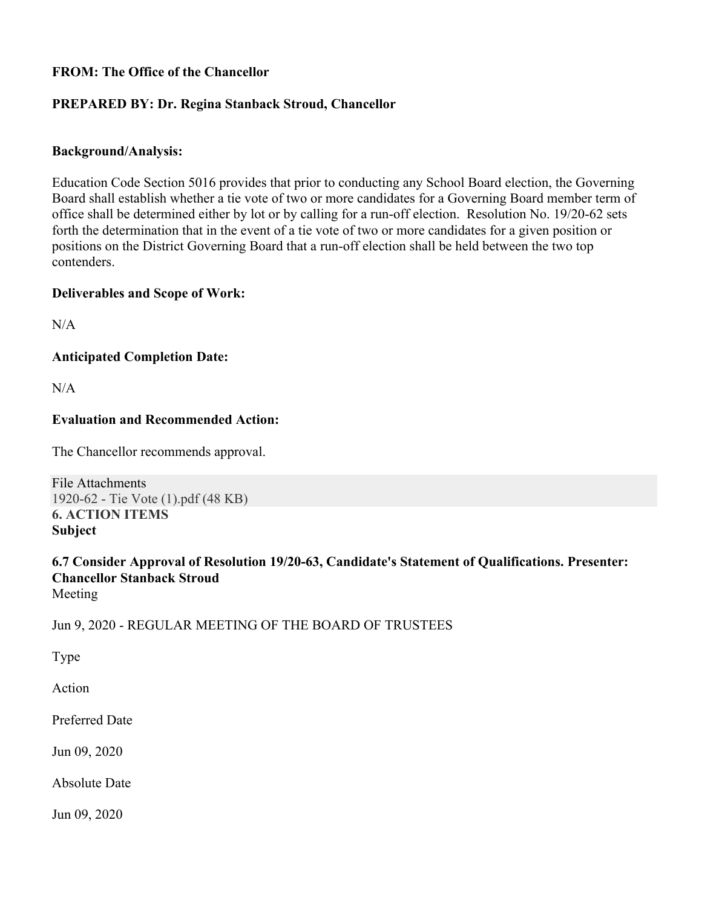**FROM: The Office of the Chancellor**

**PREPARED BY: Dr. Regina Stanback Stroud, Chancellor**

**Background/Analysis:**

Education Code Section 5016 provides that prior to conducting any School Board election, the Governing Board shall establish whether a tie vote of two or more candidates for a Governing Board member term of office shall be determined either by lot or by calling for a run-off election. Resolution No. 19/20-62 sets forth the determination that in the event of a tie vote of two or more candidates for a given position or positions on the District Governing Board that a run-off election shall be held between the two top contenders.

**Deliverables and Scope of Work:**

N/A

**Anticipated Completion Date:**

N/A

**Evaluation and Recommended Action:**

The Chancellor recommends approval.

File Attachments
1920-62 - Tie Vote (1).pdf (48 KB)

**6. ACTION ITEMS**
**Subject**

**6.7 Consider Approval of Resolution 19/20-63, Candidate's Statement of Qualifications. Presenter: Chancellor Stanback Stroud**

Meeting

Jun 9, 2020 - REGULAR MEETING OF THE BOARD OF TRUSTEES

Type

Action

Preferred Date

Jun 09, 2020

Absolute Date

Jun 09, 2020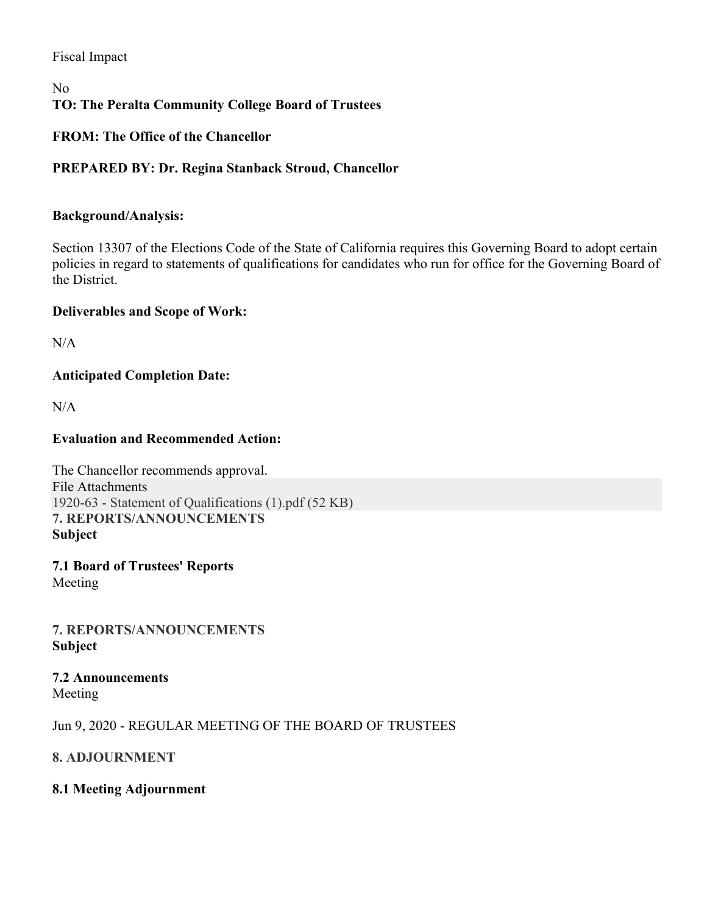Fiscal Impact

No

**TO: The Peralta Community College Board of Trustees**

**FROM: The Office of the Chancellor**

**PREPARED BY: Dr. Regina Stanback Stroud, Chancellor**

**Background/Analysis:**

Section 13307 of the Elections Code of the State of California requires this Governing Board to adopt certain policies in regard to statements of qualifications for candidates who run for office for the Governing Board of the District.

**Deliverables and Scope of Work:**

N/A

**Anticipated Completion Date:**

N/A

**Evaluation and Recommended Action:**

The Chancellor recommends approval.

File Attachments

1920-63 - Statement of Qualifications (1).pdf (52 KB)

**7. REPORTS/ANNOUNCEMENTS**

**Subject**

**7.1 Board of Trustees' Reports**

Meeting

**7. REPORTS/ANNOUNCEMENTS**

**Subject**

**7.2 Announcements**

Meeting

Jun 9, 2020 - REGULAR MEETING OF THE BOARD OF TRUSTEES

**8. ADJOURNMENT**

**8.1 Meeting Adjournment**